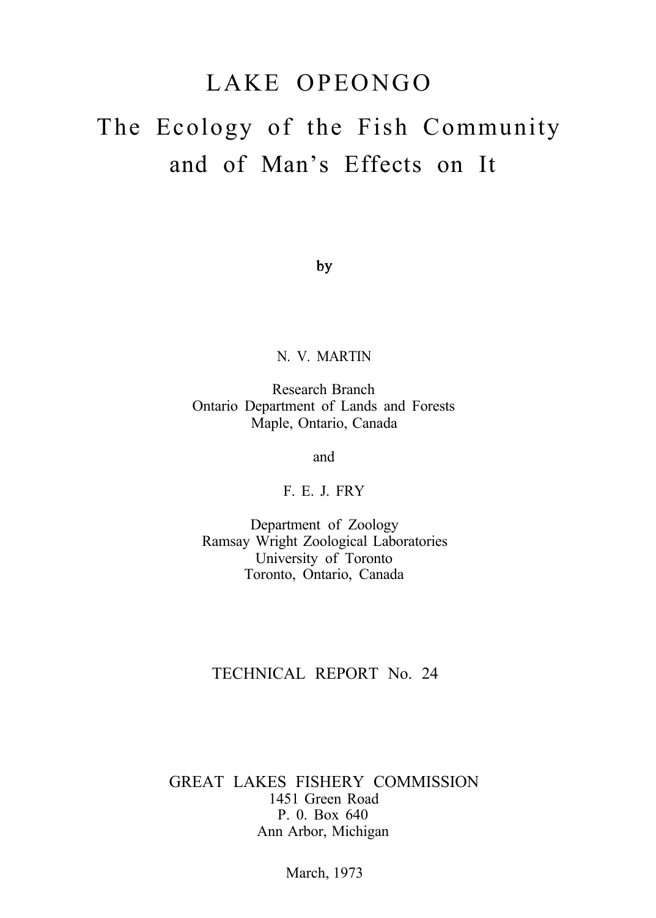# LAKE OPEONGO

## The Ecology of the Fish Community and of Man's Effects on It

by

N. V. MARTIN

Research Branch
Ontario Department of Lands and Forests
Maple, Ontario, Canada

and

F. E. J. FRY

Department of Zoology
Ramsay Wright Zoological Laboratories
University of Toronto
Toronto, Ontario, Canada

TECHNICAL REPORT No. 24

GREAT LAKES FISHERY COMMISSION
1451 Green Road
P. 0. Box 640
Ann Arbor, Michigan

March, 1973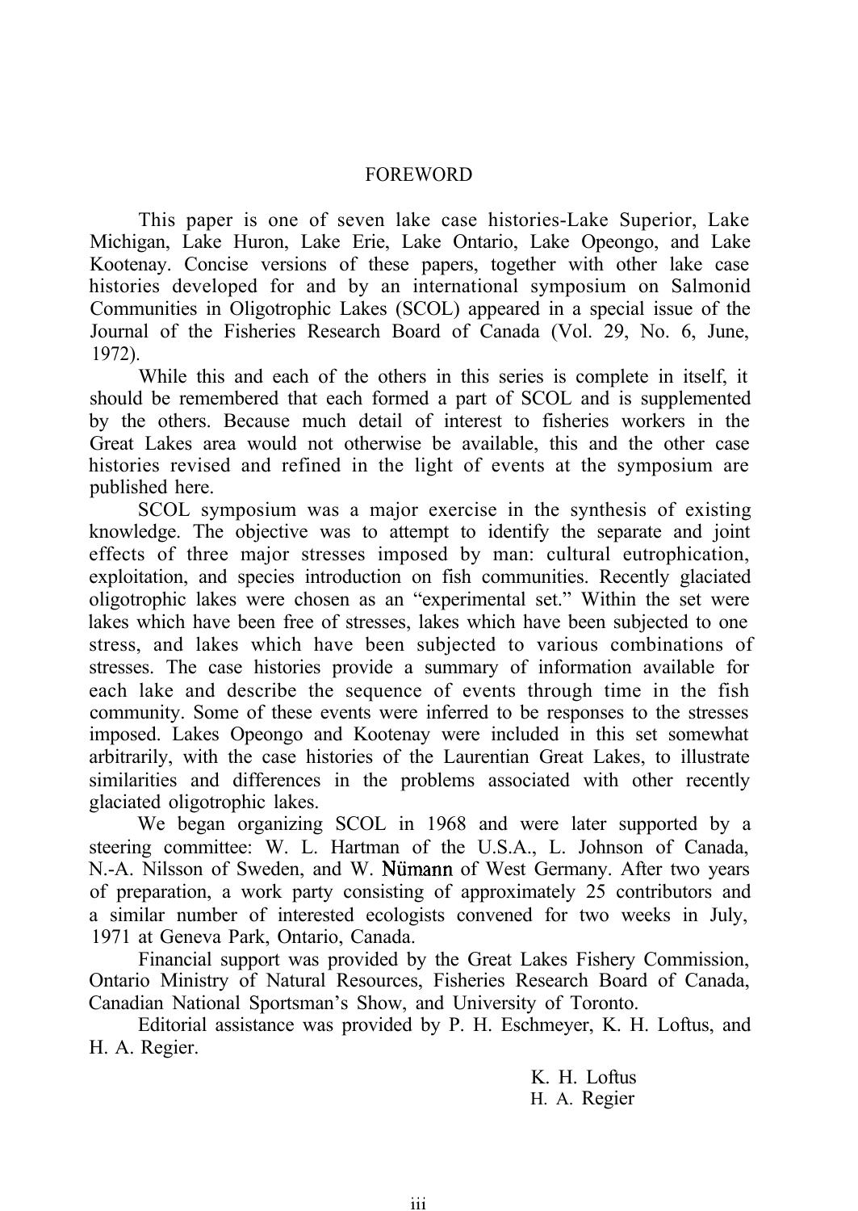# FOREWORD

This paper is one of seven lake case histories-Lake Superior, Lake Michigan, Lake Huron, Lake Erie, Lake Ontario, Lake Opeongo, and Lake Kootenay. Concise versions of these papers, together with other lake case histories developed for and by an international symposium on Salmonid Communities in Oligotrophic Lakes (SCOL) appeared in a special issue of the Journal of the Fisheries Research Board of Canada (Vol. 29, No. 6, June, 1972).

While this and each of the others in this series is complete in itself, it should be remembered that each formed a part of SCOL and is supplemented by the others. Because much detail of interest to fisheries workers in the Great Lakes area would not otherwise be available, this and the other case histories revised and refined in the light of events at the symposium are published here.

SCOL symposium was a major exercise in the synthesis of existing knowledge. The objective was to attempt to identify the separate and joint effects of three major stresses imposed by man: cultural eutrophication, exploitation, and species introduction on fish communities. Recently glaciated oligotrophic lakes were chosen as an "experimental set." Within the set were lakes which have been free of stresses, lakes which have been subjected to one stress, and lakes which have been subjected to various combinations of stresses. The case histories provide a summary of information available for each lake and describe the sequence of events through time in the fish community. Some of these events were inferred to be responses to the stresses imposed. Lakes Opeongo and Kootenay were included in this set somewhat arbitrarily, with the case histories of the Laurentian Great Lakes, to illustrate similarities and differences in the problems associated with other recently glaciated oligotrophic lakes.

We began organizing SCOL in 1968 and were later supported by a steering committee: W. L. Hartman of the U.S.A., L. Johnson of Canada, N.-A. Nilsson of Sweden, and W. Nümann of West Germany. After two years of preparation, a work party consisting of approximately 25 contributors and a similar number of interested ecologists convened for two weeks in July, 1971 at Geneva Park, Ontario, Canada.

Financial support was provided by the Great Lakes Fishery Commission, Ontario Ministry of Natural Resources, Fisheries Research Board of Canada, Canadian National Sportsman's Show, and University of Toronto.

Editorial assistance was provided by P. H. Eschmeyer, K. H. Loftus, and H. A. Regier.

K. H. Loftus
H. A. Regier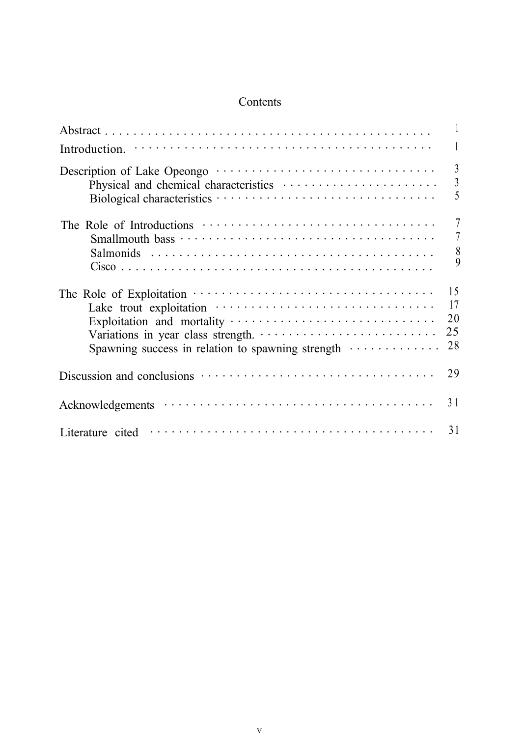# Contents

| | |
|---|---|
| Abstract | 1 |
| Introduction. | 1 |
| Description of Lake Opeongo | 3 |
| Physical and chemical characteristics | 3 |
| Biological characteristics | 5 |
| The Role of Introductions | 7 |
| Smallmouth bass | 7 |
| Salmonids | 8 |
| Cisco | 9 |
| The Role of Exploitation | 15 |
| Lake trout exploitation | 17 |
| Exploitation and mortality | 20 |
| Variations in year class strength. | 25 |
| Spawning success in relation to spawning strength | 28 |
| Discussion and conclusions | 29 |
| Acknowledgements | 31 |
| Literature cited | 31 |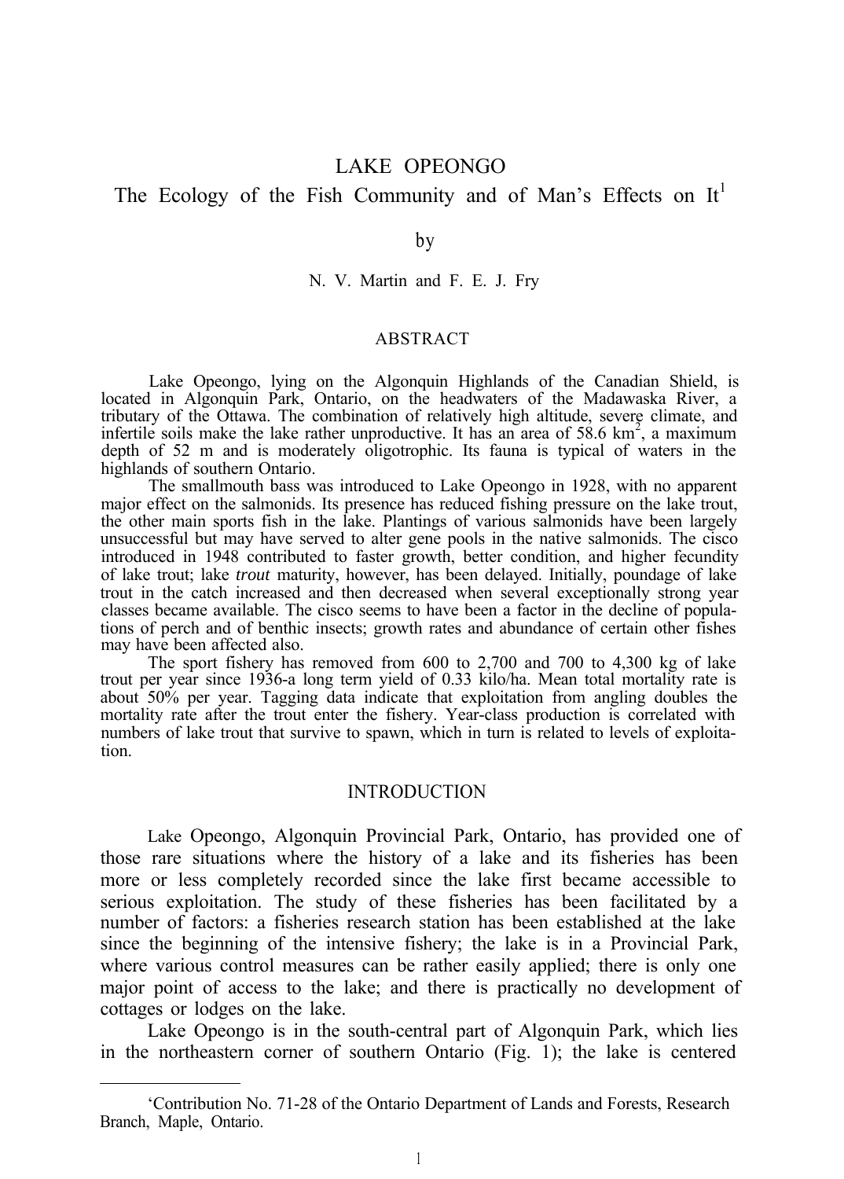# LAKE OPEONGO

## The Ecology of the Fish Community and of Man's Effects on It[1]

by

N. V. Martin and F. E. J. Fry

### ABSTRACT

Lake Opeongo, lying on the Algonquin Highlands of the Canadian Shield, is located in Algonquin Park, Ontario, on the headwaters of the Madawaska River, a tributary of the Ottawa. The combination of relatively high altitude, severe climate, and infertile soils make the lake rather unproductive. It has an area of 58.6 $km^2$, a maximum depth of 52 m and is moderately oligotrophic. Its fauna is typical of waters in the highlands of southern Ontario.

The smallmouth bass was introduced to Lake Opeongo in 1928, with no apparent major effect on the salmonids. Its presence has reduced fishing pressure on the lake trout, the other main sports fish in the lake. Plantings of various salmonids have been largely unsuccessful but may have served to alter gene pools in the native salmonids. The cisco introduced in 1948 contributed to faster growth, better condition, and higher fecundity of lake trout; lake *trout* maturity, however, has been delayed. Initially, poundage of lake trout in the catch increased and then decreased when several exceptionally strong year classes became available. The cisco seems to have been a factor in the decline of populations of perch and of benthic insects; growth rates and abundance of certain other fishes may have been affected also.

The sport fishery has removed from 600 to 2,700 and 700 to 4,300 kg of lake trout per year since 1936-a long term yield of 0.33 kilo/ha. Mean total mortality rate is about 50% per year. Tagging data indicate that exploitation from angling doubles the mortality rate after the trout enter the fishery. Year-class production is correlated with numbers of lake trout that survive to spawn, which in turn is related to levels of exploitation.

### INTRODUCTION

Lake Opeongo, Algonquin Provincial Park, Ontario, has provided one of those rare situations where the history of a lake and its fisheries has been more or less completely recorded since the lake first became accessible to serious exploitation. The study of these fisheries has been facilitated by a number of factors: a fisheries research station has been established at the lake since the beginning of the intensive fishery; the lake is in a Provincial Park, where various control measures can be rather easily applied; there is only one major point of access to the lake; and there is practically no development of cottages or lodges on the lake.

Lake Opeongo is in the south-central part of Algonquin Park, which lies in the northeastern corner of southern Ontario (Fig. 1); the lake is centered

[1]Contribution No. 71-28 of the Ontario Department of Lands and Forests, Research Branch, Maple, Ontario.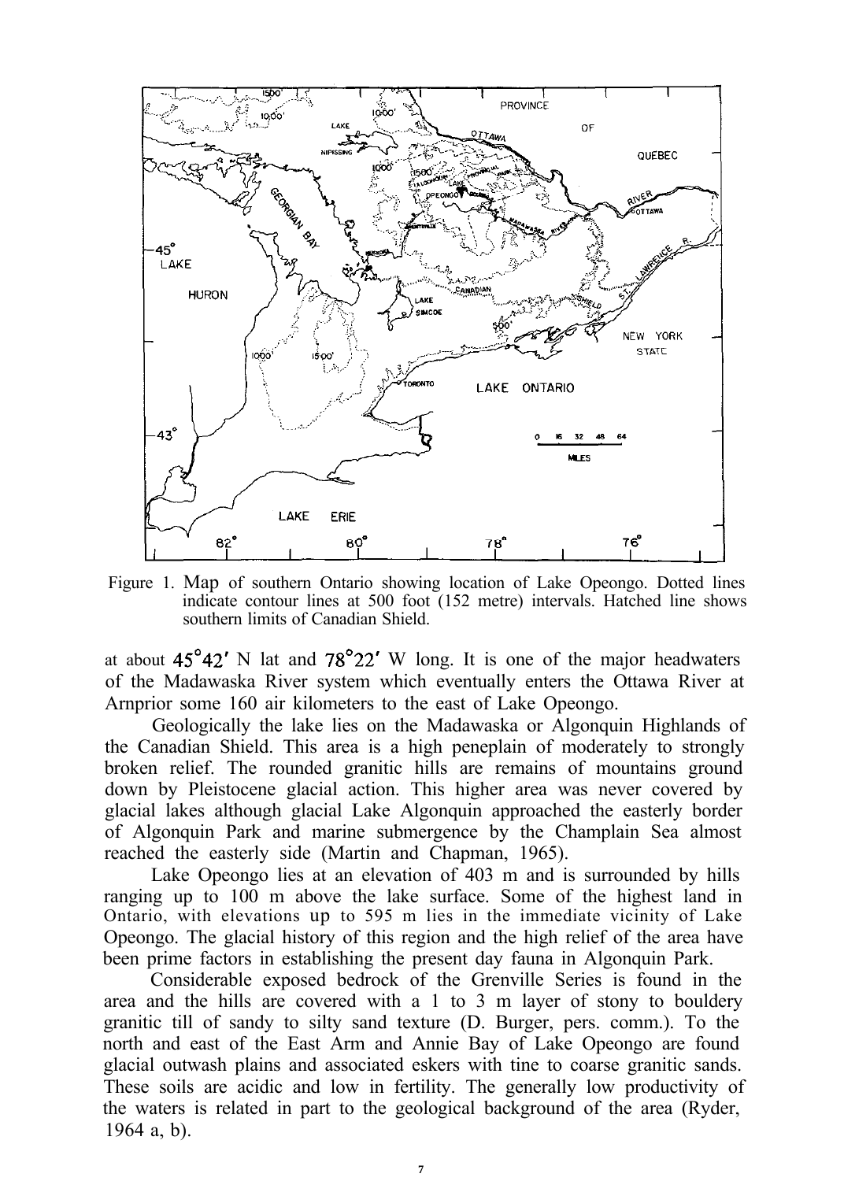Figure 1. Map of southern Ontario showing location of Lake Opeongo. Dotted lines indicate contour lines at 500 foot (152 metre) intervals. Hatched line shows southern limits of Canadian Shield.

at about 45°42′ N lat and 78°22′ W long. It is one of the major headwaters of the Madawaska River system which eventually enters the Ottawa River at Arnprior some 160 air kilometers to the east of Lake Opeongo.

Geologically the lake lies on the Madawaska or Algonquin Highlands of the Canadian Shield. This area is a high peneplain of moderately to strongly broken relief. The rounded granitic hills are remains of mountains ground down by Pleistocene glacial action. This higher area was never covered by glacial lakes although glacial Lake Algonquin approached the easterly border of Algonquin Park and marine submergence by the Champlain Sea almost reached the easterly side (Martin and Chapman, 1965).

Lake Opeongo lies at an elevation of 403 m and is surrounded by hills ranging up to 100 m above the lake surface. Some of the highest land in Ontario, with elevations up to 595 m lies in the immediate vicinity of Lake Opeongo. The glacial history of this region and the high relief of the area have been prime factors in establishing the present day fauna in Algonquin Park.

Considerable exposed bedrock of the Grenville Series is found in the area and the hills are covered with a 1 to 3 m layer of stony to bouldery granitic till of sandy to silty sand texture (D. Burger, pers. comm.). To the north and east of the East Arm and Annie Bay of Lake Opeongo are found glacial outwash plains and associated eskers with tine to coarse granitic sands. These soils are acidic and low in fertility. The generally low productivity of the waters is related in part to the geological background of the area (Ryder, 1964 a, b).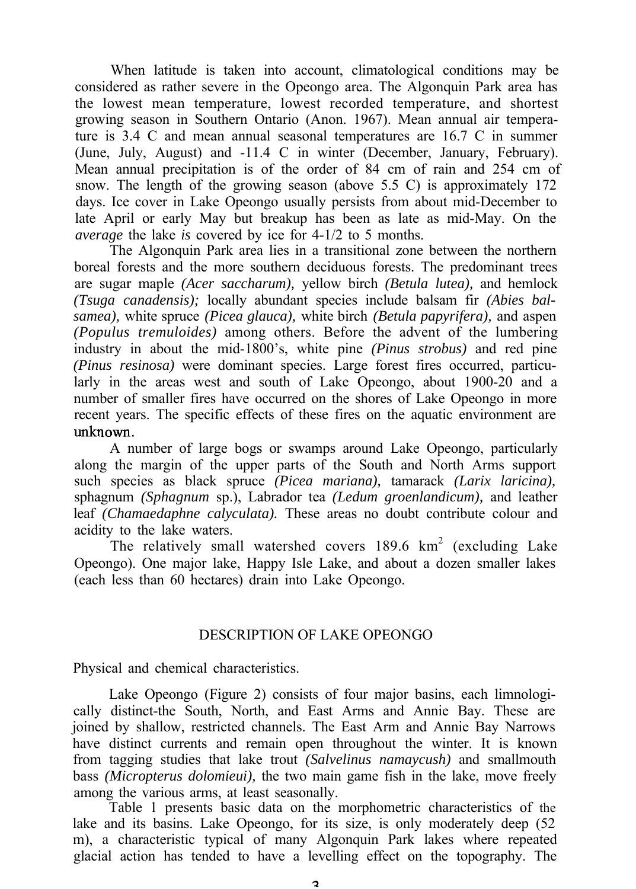When latitude is taken into account, climatological conditions may be considered as rather severe in the Opeongo area. The Algonquin Park area has the lowest mean temperature, lowest recorded temperature, and shortest growing season in Southern Ontario (Anon. 1967). Mean annual air temperature is 3.4 C and mean annual seasonal temperatures are 16.7 C in summer (June, July, August) and -11.4 C in winter (December, January, February). Mean annual precipitation is of the order of 84 cm of rain and 254 cm of snow. The length of the growing season (above 5.5 C) is approximately 172 days. Ice cover in Lake Opeongo usually persists from about mid-December to late April or early May but breakup has been as late as mid-May. On the *average* the lake *is* covered by ice for 4-1/2 to 5 months.

The Algonquin Park area lies in a transitional zone between the northern boreal forests and the more southern deciduous forests. The predominant trees are sugar maple *(Acer saccharum),* yellow birch *(Betula lutea),* and hemlock *(Tsuga canadensis);* locally abundant species include balsam fir *(Abies balsamea),* white spruce *(Picea glauca),* white birch *(Betula papyrifera),* and aspen *(Populus tremuloides)* among others. Before the advent of the lumbering industry in about the mid-1800's, white pine *(Pinus strobus)* and red pine *(Pinus resinosa)* were dominant species. Large forest fires occurred, particularly in the areas west and south of Lake Opeongo, about 1900-20 and a number of smaller fires have occurred on the shores of Lake Opeongo in more recent years. The specific effects of these fires on the aquatic environment are unknown.

A number of large bogs or swamps around Lake Opeongo, particularly along the margin of the upper parts of the South and North Arms support such species as black spruce *(Picea mariana),* tamarack *(Larix laricina),* sphagnum *(Sphagnum* sp.), Labrador tea *(Ledum groenlandicum),* and leather leaf *(Chamaedaphne calyculata).* These areas no doubt contribute colour and acidity to the lake waters.

The relatively small watershed covers 189.6 km$^2$ (excluding Lake Opeongo). One major lake, Happy Isle Lake, and about a dozen smaller lakes (each less than 60 hectares) drain into Lake Opeongo.

## DESCRIPTION OF LAKE OPEONGO

### Physical and chemical characteristics.

Lake Opeongo (Figure 2) consists of four major basins, each limnologically distinct-the South, North, and East Arms and Annie Bay. These are joined by shallow, restricted channels. The East Arm and Annie Bay Narrows have distinct currents and remain open throughout the winter. It is known from tagging studies that lake trout *(Salvelinus namaycush)* and smallmouth bass *(Micropterus dolomieui),* the two main game fish in the lake, move freely among the various arms, at least seasonally.

Table 1 presents basic data on the morphometric characteristics of the lake and its basins. Lake Opeongo, for its size, is only moderately deep (52 m), a characteristic typical of many Algonquin Park lakes where repeated glacial action has tended to have a levelling effect on the topography. The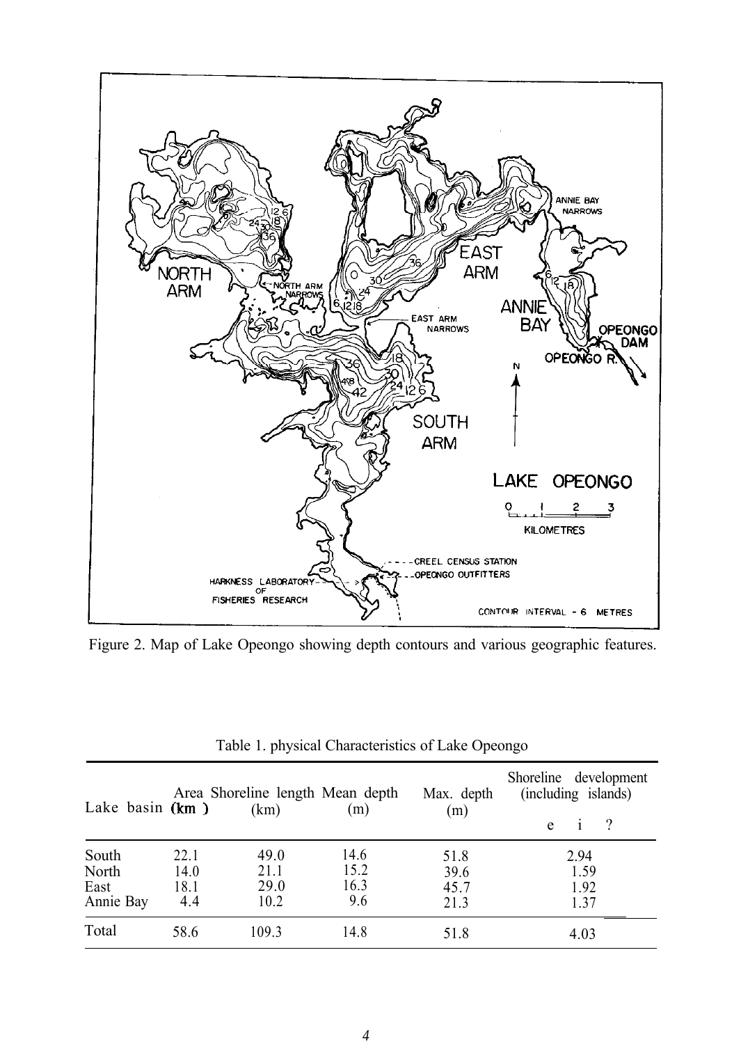Figure 2. Map of Lake Opeongo showing depth contours and various geographic features.

Table 1. physical Characteristics of Lake Opeongo

| Lake basin | Area (km ) | Shoreline length (km) | Mean depth (m) | Max. depth (m) | Shoreline development (including islands) e i ? |
|---|---|---|---|---|---|
| South | 22.1 | 49.0 | 14.6 | 51.8 | 2.94 |
| North | 14.0 | 21.1 | 15.2 | 39.6 | 1.59 |
| East | 18.1 | 29.0 | 16.3 | 45.7 | 1.92 |
| Annie Bay | 4.4 | 10.2 | 9.6 | 21.3 | 1.37 |
| Total | 58.6 | 109.3 | 14.8 | 51.8 | 4.03 |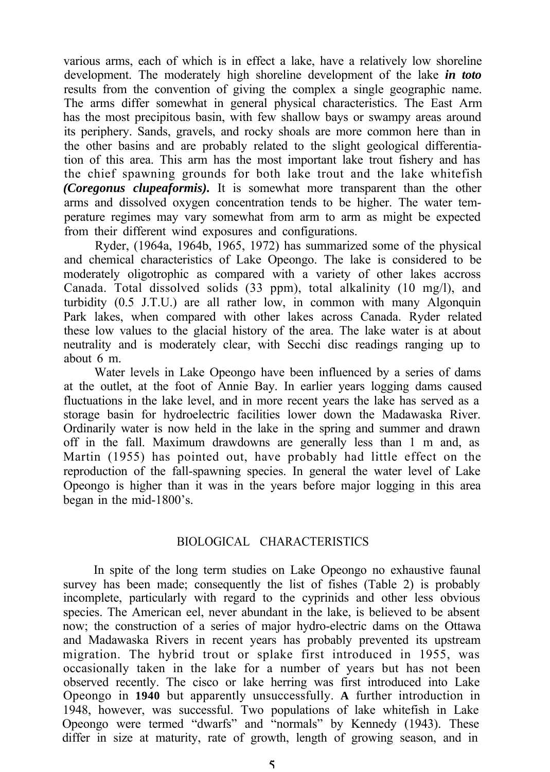various arms, each of which is in effect a lake, have a relatively low shoreline development. The moderately high shoreline development of the lake ***in toto*** results from the convention of giving the complex a single geographic name. The arms differ somewhat in general physical characteristics. The East Arm has the most precipitous basin, with few shallow bays or swampy areas around its periphery. Sands, gravels, and rocky shoals are more common here than in the other basins and are probably related to the slight geological differentiation of this area. This arm has the most important lake trout fishery and has the chief spawning grounds for both lake trout and the lake whitefish ***(Coregonus clupeaformis).*** It is somewhat more transparent than the other arms and dissolved oxygen concentration tends to be higher. The water temperature regimes may vary somewhat from arm to arm as might be expected from their different wind exposures and configurations.

Ryder, (1964a, 1964b, 1965, 1972) has summarized some of the physical and chemical characteristics of Lake Opeongo. The lake is considered to be moderately oligotrophic as compared with a variety of other lakes accross Canada. Total dissolved solids (33 ppm), total alkalinity (10 mg/l), and turbidity (0.5 J.T.U.) are all rather low, in common with many Algonquin Park lakes, when compared with other lakes across Canada. Ryder related these low values to the glacial history of the area. The lake water is at about neutrality and is moderately clear, with Secchi disc readings ranging up to about 6 m.

Water levels in Lake Opeongo have been influenced by a series of dams at the outlet, at the foot of Annie Bay. In earlier years logging dams caused fluctuations in the lake level, and in more recent years the lake has served as a storage basin for hydroelectric facilities lower down the Madawaska River. Ordinarily water is now held in the lake in the spring and summer and drawn off in the fall. Maximum drawdowns are generally less than 1 m and, as Martin (1955) has pointed out, have probably had little effect on the reproduction of the fall-spawning species. In general the water level of Lake Opeongo is higher than it was in the years before major logging in this area began in the mid-1800's.

## BIOLOGICAL CHARACTERISTICS

In spite of the long term studies on Lake Opeongo no exhaustive faunal survey has been made; consequently the list of fishes (Table 2) is probably incomplete, particularly with regard to the cyprinids and other less obvious species. The American eel, never abundant in the lake, is believed to be absent now; the construction of a series of major hydro-electric dams on the Ottawa and Madawaska Rivers in recent years has probably prevented its upstream migration. The hybrid trout or splake first introduced in 1955, was occasionally taken in the lake for a number of years but has not been observed recently. The cisco or lake herring was first introduced into Lake Opeongo in **1940** but apparently unsuccessfully. **A** further introduction in 1948, however, was successful. Two populations of lake whitefish in Lake Opeongo were termed "dwarfs" and "normals" by Kennedy (1943). These differ in size at maturity, rate of growth, length of growing season, and in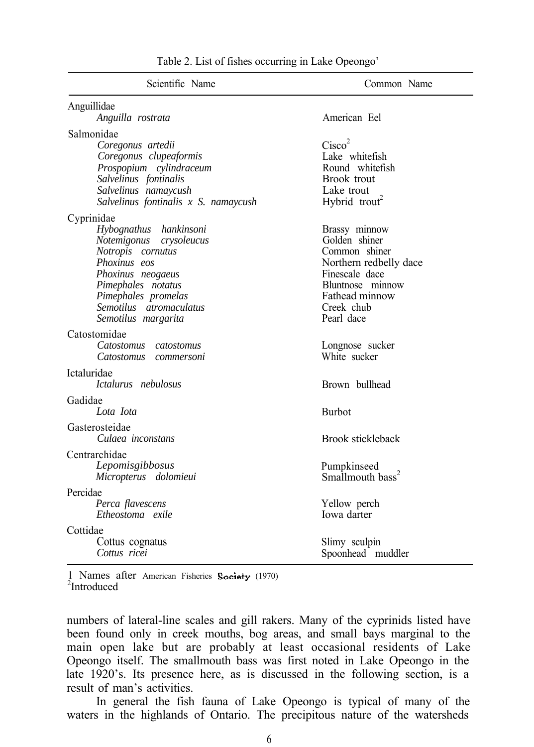Table 2. List of fishes occurring in Lake Opeongo[1]

| Scientific Name | Common Name |
|---|---|
| Anguillidae | |
| *Anguilla rostrata* | American Eel |
| Salmonidae | |
| *Coregonus artedii* | Cisco[2] |
| *Coregonus clupeaformis* | Lake whitefish |
| *Prospopium cylindraceum* | Round whitefish |
| *Salvelinus fontinalis* | Brook trout |
| *Salvelinus namaycush* | Lake trout |
| *Salvelinus fontinalis x S. namaycush* | Hybrid trout[2] |
| Cyprinidae | |
| *Hybognathus hankinsoni* | Brassy minnow |
| *Notemigonus crysoleucus* | Golden shiner |
| *Notropis cornutus* | Common shiner |
| *Phoxinus eos* | Northern redbelly dace |
| *Phoxinus neogaeus* | Finescale dace |
| *Pimephales notatus* | Bluntnose minnow |
| *Pimephales promelas* | Fathead minnow |
| *Semotilus atromaculatus* | Creek chub |
| *Semotilus margarita* | Pearl dace |
| Catostomidae | |
| *Catostomus catostomus* | Longnose sucker |
| *Catostomus commersoni* | White sucker |
| Ictaluridae | |
| *Ictalurus nebulosus* | Brown bullhead |
| Gadidae | |
| *Lota Iota* | Burbot |
| Gasterosteidae | |
| *Culaea inconstans* | Brook stickleback |
| Centrarchidae | |
| *Lepomisgibbosus* | Pumpkinseed |
| *Micropterus dolomieui* | Smallmouth bass[2] |
| Percidae | |
| *Perca flavescens* | Yellow perch |
| *Etheostoma exile* | Iowa darter |
| Cottidae | |
| Cottus cognatus | Slimy sculpin |
| *Cottus ricei* | Spoonhead muddler |

1 Names after American Fisheries Society (1970)
[2]Introduced

numbers of lateral-line scales and gill rakers. Many of the cyprinids listed have been found only in creek mouths, bog areas, and small bays marginal to the main open lake but are probably at least occasional residents of Lake Opeongo itself. The smallmouth bass was first noted in Lake Opeongo in the late 1920's. Its presence here, as is discussed in the following section, is a result of man's activities.

In general the fish fauna of Lake Opeongo is typical of many of the waters in the highlands of Ontario. The precipitous nature of the watersheds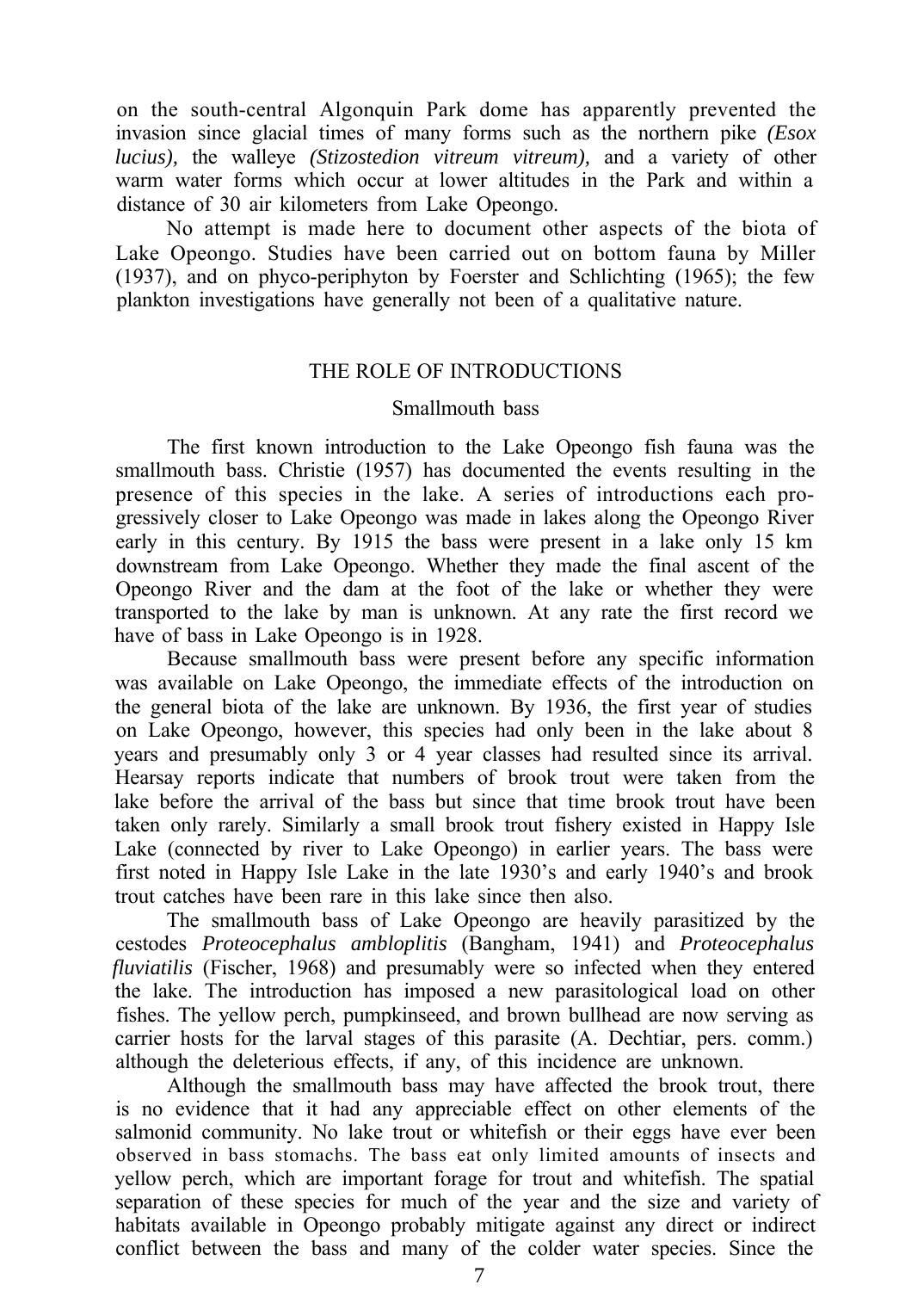on the south-central Algonquin Park dome has apparently prevented the invasion since glacial times of many forms such as the northern pike *(Esox lucius),* the walleye *(Stizostedion vitreum vitreum),* and a variety of other warm water forms which occur at lower altitudes in the Park and within a distance of 30 air kilometers from Lake Opeongo.

No attempt is made here to document other aspects of the biota of Lake Opeongo. Studies have been carried out on bottom fauna by Miller (1937), and on phyco-periphyton by Foerster and Schlichting (1965); the few plankton investigations have generally not been of a qualitative nature.

## THE ROLE OF INTRODUCTIONS

### Smallmouth bass

The first known introduction to the Lake Opeongo fish fauna was the smallmouth bass. Christie (1957) has documented the events resulting in the presence of this species in the lake. A series of introductions each progressively closer to Lake Opeongo was made in lakes along the Opeongo River early in this century. By 1915 the bass were present in a lake only 15 km downstream from Lake Opeongo. Whether they made the final ascent of the Opeongo River and the dam at the foot of the lake or whether they were transported to the lake by man is unknown. At any rate the first record we have of bass in Lake Opeongo is in 1928.

Because smallmouth bass were present before any specific information was available on Lake Opeongo, the immediate effects of the introduction on the general biota of the lake are unknown. By 1936, the first year of studies on Lake Opeongo, however, this species had only been in the lake about 8 years and presumably only 3 or 4 year classes had resulted since its arrival. Hearsay reports indicate that numbers of brook trout were taken from the lake before the arrival of the bass but since that time brook trout have been taken only rarely. Similarly a small brook trout fishery existed in Happy Isle Lake (connected by river to Lake Opeongo) in earlier years. The bass were first noted in Happy Isle Lake in the late 1930's and early 1940's and brook trout catches have been rare in this lake since then also.

The smallmouth bass of Lake Opeongo are heavily parasitized by the cestodes *Proteocephalus ambloplitis* (Bangham, 1941) and *Proteocephalus fluviatilis* (Fischer, 1968) and presumably were so infected when they entered the lake. The introduction has imposed a new parasitological load on other fishes. The yellow perch, pumpkinseed, and brown bullhead are now serving as carrier hosts for the larval stages of this parasite (A. Dechtiar, pers. comm.) although the deleterious effects, if any, of this incidence are unknown.

Although the smallmouth bass may have affected the brook trout, there is no evidence that it had any appreciable effect on other elements of the salmonid community. No lake trout or whitefish or their eggs have ever been observed in bass stomachs. The bass eat only limited amounts of insects and yellow perch, which are important forage for trout and whitefish. The spatial separation of these species for much of the year and the size and variety of habitats available in Opeongo probably mitigate against any direct or indirect conflict between the bass and many of the colder water species. Since the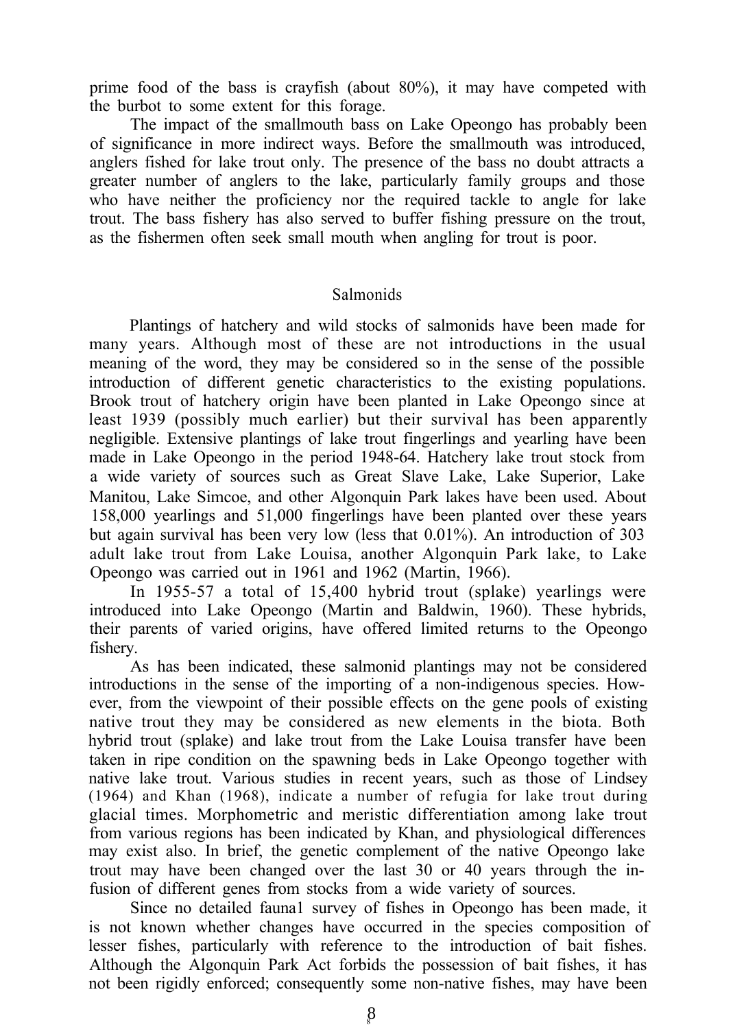prime food of the bass is crayfish (about 80%), it may have competed with the burbot to some extent for this forage.

The impact of the smallmouth bass on Lake Opeongo has probably been of significance in more indirect ways. Before the smallmouth was introduced, anglers fished for lake trout only. The presence of the bass no doubt attracts a greater number of anglers to the lake, particularly family groups and those who have neither the proficiency nor the required tackle to angle for lake trout. The bass fishery has also served to buffer fishing pressure on the trout, as the fishermen often seek small mouth when angling for trout is poor.

## Salmonids

Plantings of hatchery and wild stocks of salmonids have been made for many years. Although most of these are not introductions in the usual meaning of the word, they may be considered so in the sense of the possible introduction of different genetic characteristics to the existing populations. Brook trout of hatchery origin have been planted in Lake Opeongo since at least 1939 (possibly much earlier) but their survival has been apparently negligible. Extensive plantings of lake trout fingerlings and yearling have been made in Lake Opeongo in the period 1948-64. Hatchery lake trout stock from a wide variety of sources such as Great Slave Lake, Lake Superior, Lake Manitou, Lake Simcoe, and other Algonquin Park lakes have been used. About 158,000 yearlings and 51,000 fingerlings have been planted over these years but again survival has been very low (less that 0.01%). An introduction of 303 adult lake trout from Lake Louisa, another Algonquin Park lake, to Lake Opeongo was carried out in 1961 and 1962 (Martin, 1966).

In 1955-57 a total of 15,400 hybrid trout (splake) yearlings were introduced into Lake Opeongo (Martin and Baldwin, 1960). These hybrids, their parents of varied origins, have offered limited returns to the Opeongo fishery.

As has been indicated, these salmonid plantings may not be considered introductions in the sense of the importing of a non-indigenous species. However, from the viewpoint of their possible effects on the gene pools of existing native trout they may be considered as new elements in the biota. Both hybrid trout (splake) and lake trout from the Lake Louisa transfer have been taken in ripe condition on the spawning beds in Lake Opeongo together with native lake trout. Various studies in recent years, such as those of Lindsey (1964) and Khan (1968), indicate a number of refugia for lake trout during glacial times. Morphometric and meristic differentiation among lake trout from various regions has been indicated by Khan, and physiological differences may exist also. In brief, the genetic complement of the native Opeongo lake trout may have been changed over the last 30 or 40 years through the infusion of different genes from stocks from a wide variety of sources.

Since no detailed fauna1 survey of fishes in Opeongo has been made, it is not known whether changes have occurred in the species composition of lesser fishes, particularly with reference to the introduction of bait fishes. Although the Algonquin Park Act forbids the possession of bait fishes, it has not been rigidly enforced; consequently some non-native fishes, may have been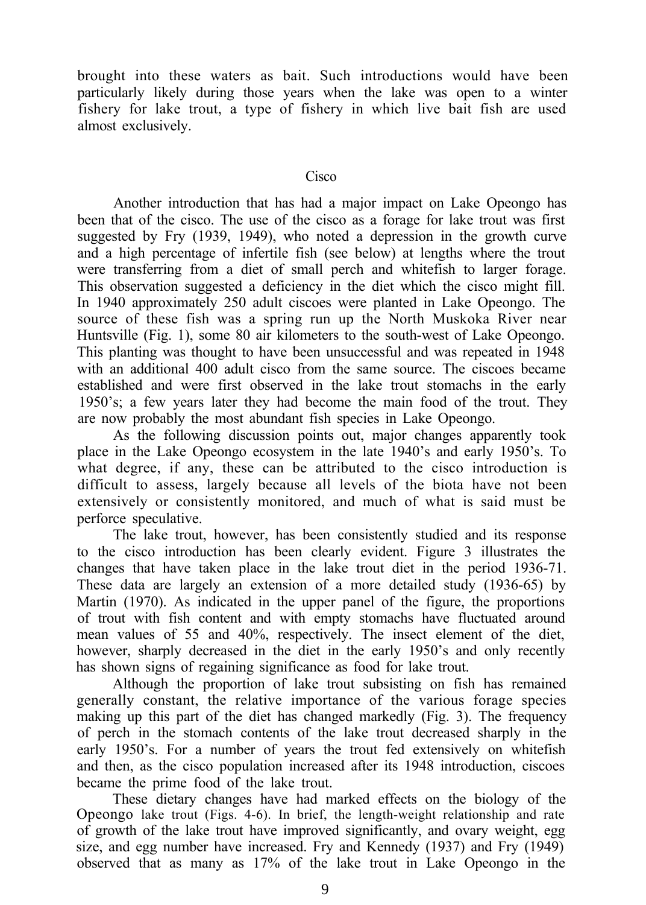brought into these waters as bait. Such introductions would have been particularly likely during those years when the lake was open to a winter fishery for lake trout, a type of fishery in which live bait fish are used almost exclusively.

## Cisco

Another introduction that has had a major impact on Lake Opeongo has been that of the cisco. The use of the cisco as a forage for lake trout was first suggested by Fry (1939, 1949), who noted a depression in the growth curve and a high percentage of infertile fish (see below) at lengths where the trout were transferring from a diet of small perch and whitefish to larger forage. This observation suggested a deficiency in the diet which the cisco might fill. In 1940 approximately 250 adult ciscoes were planted in Lake Opeongo. The source of these fish was a spring run up the North Muskoka River near Huntsville (Fig. 1), some 80 air kilometers to the south-west of Lake Opeongo. This planting was thought to have been unsuccessful and was repeated in 1948 with an additional 400 adult cisco from the same source. The ciscoes became established and were first observed in the lake trout stomachs in the early 1950's; a few years later they had become the main food of the trout. They are now probably the most abundant fish species in Lake Opeongo.

As the following discussion points out, major changes apparently took place in the Lake Opeongo ecosystem in the late 1940's and early 1950's. To what degree, if any, these can be attributed to the cisco introduction is difficult to assess, largely because all levels of the biota have not been extensively or consistently monitored, and much of what is said must be perforce speculative.

The lake trout, however, has been consistently studied and its response to the cisco introduction has been clearly evident. Figure 3 illustrates the changes that have taken place in the lake trout diet in the period 1936-71. These data are largely an extension of a more detailed study (1936-65) by Martin (1970). As indicated in the upper panel of the figure, the proportions of trout with fish content and with empty stomachs have fluctuated around mean values of 55 and 40%, respectively. The insect element of the diet, however, sharply decreased in the diet in the early 1950's and only recently has shown signs of regaining significance as food for lake trout.

Although the proportion of lake trout subsisting on fish has remained generally constant, the relative importance of the various forage species making up this part of the diet has changed markedly (Fig. 3). The frequency of perch in the stomach contents of the lake trout decreased sharply in the early 1950's. For a number of years the trout fed extensively on whitefish and then, as the cisco population increased after its 1948 introduction, ciscoes became the prime food of the lake trout.

These dietary changes have had marked effects on the biology of the Opeongo lake trout (Figs. 4-6). In brief, the length-weight relationship and rate of growth of the lake trout have improved significantly, and ovary weight, egg size, and egg number have increased. Fry and Kennedy (1937) and Fry (1949) observed that as many as 17% of the lake trout in Lake Opeongo in the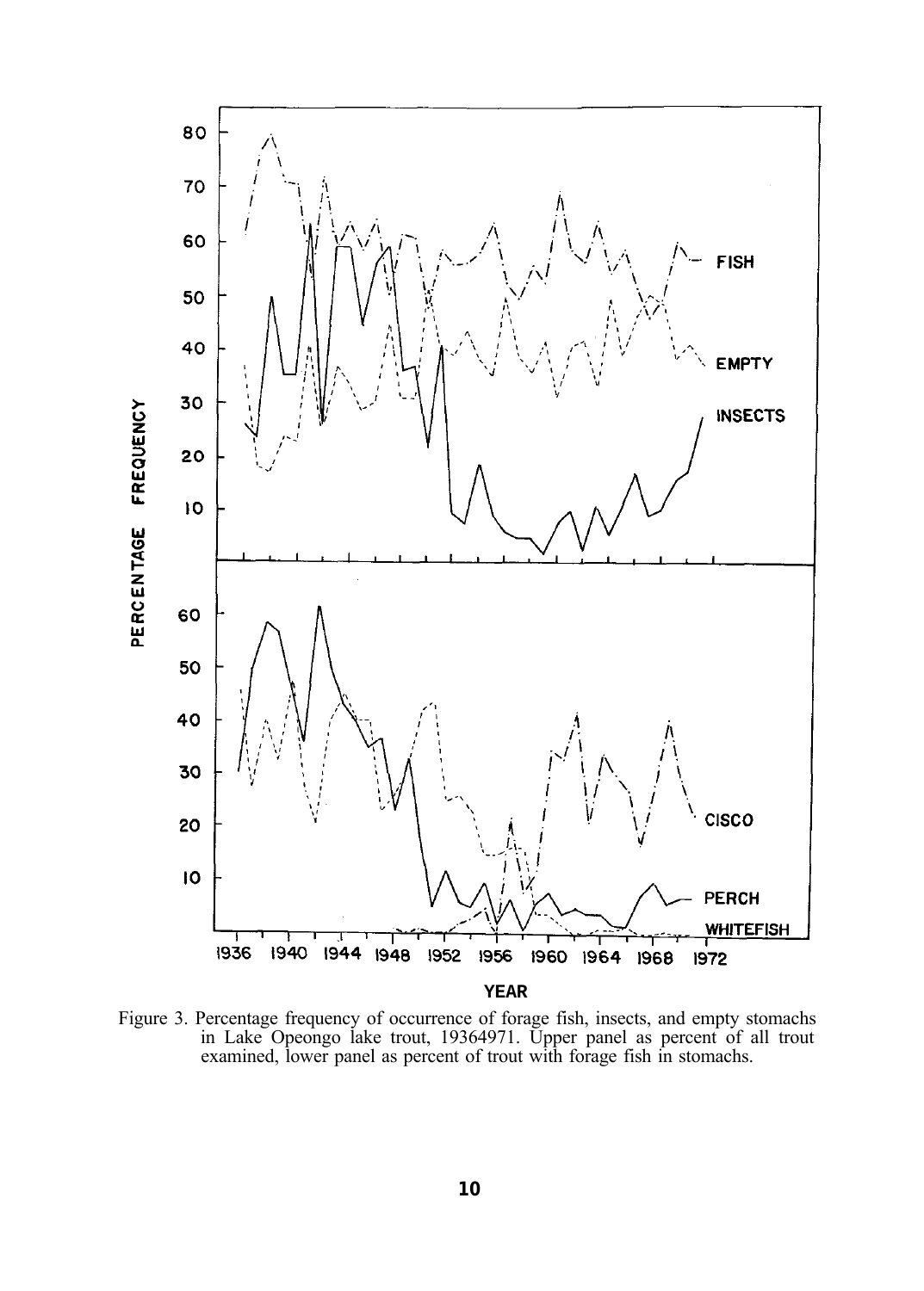Figure 3. Percentage frequency of occurrence of forage fish, insects, and empty stomachs in Lake Opeongo lake trout, 19364971. Upper panel as percent of all trout examined, lower panel as percent of trout with forage fish in stomachs.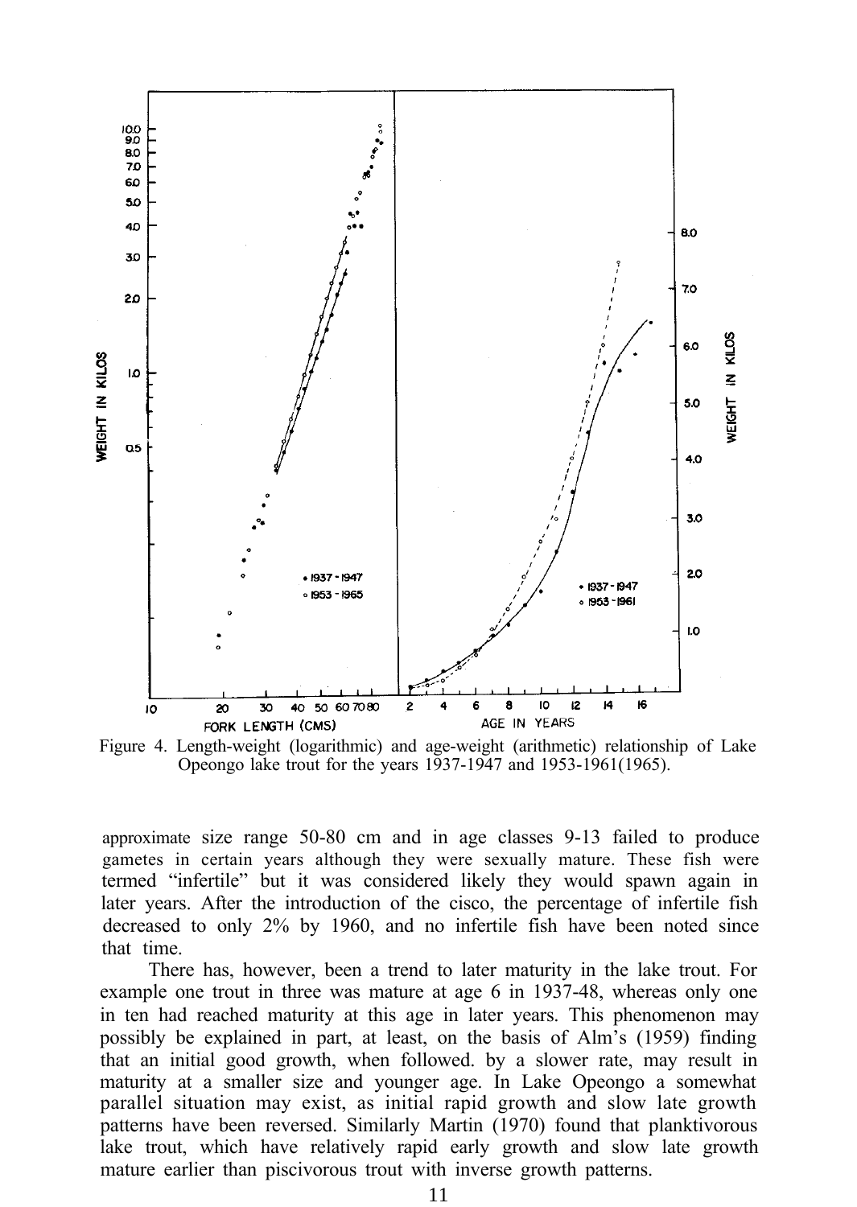Figure 4. Length-weight (logarithmic) and age-weight (arithmetic) relationship of Lake Opeongo lake trout for the years 1937-1947 and 1953-1961(1965).

approximate size range 50-80 cm and in age classes 9-13 failed to produce gametes in certain years although they were sexually mature. These fish were termed "infertile" but it was considered likely they would spawn again in later years. After the introduction of the cisco, the percentage of infertile fish decreased to only 2% by 1960, and no infertile fish have been noted since that time.

There has, however, been a trend to later maturity in the lake trout. For example one trout in three was mature at age 6 in 1937-48, whereas only one in ten had reached maturity at this age in later years. This phenomenon may possibly be explained in part, at least, on the basis of Alm's (1959) finding that an initial good growth, when followed. by a slower rate, may result in maturity at a smaller size and younger age. In Lake Opeongo a somewhat parallel situation may exist, as initial rapid growth and slow late growth patterns have been reversed. Similarly Martin (1970) found that planktivorous lake trout, which have relatively rapid early growth and slow late growth mature earlier than piscivorous trout with inverse growth patterns.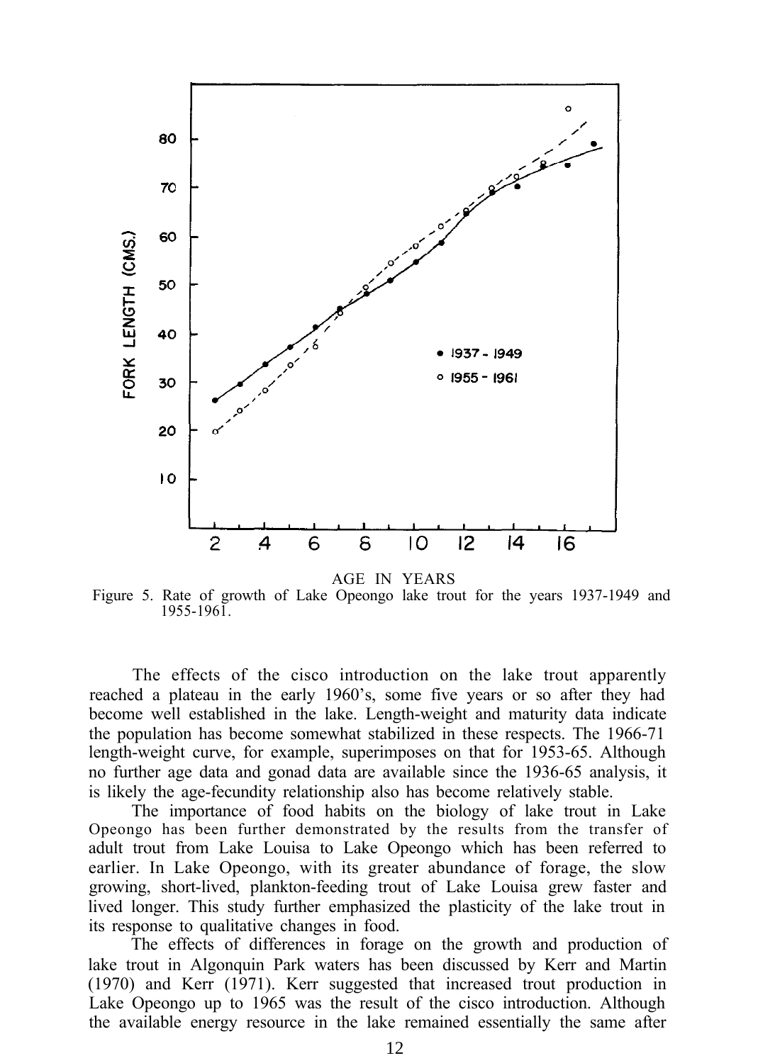Figure 5. Rate of growth of Lake Opeongo lake trout for the years 1937-1949 and 1955-1961.

The effects of the cisco introduction on the lake trout apparently reached a plateau in the early 1960's, some five years or so after they had become well established in the lake. Length-weight and maturity data indicate the population has become somewhat stabilized in these respects. The 1966-71 length-weight curve, for example, superimposes on that for 1953-65. Although no further age data and gonad data are available since the 1936-65 analysis, it is likely the age-fecundity relationship also has become relatively stable.

The importance of food habits on the biology of lake trout in Lake Opeongo has been further demonstrated by the results from the transfer of adult trout from Lake Louisa to Lake Opeongo which has been referred to earlier. In Lake Opeongo, with its greater abundance of forage, the slow growing, short-lived, plankton-feeding trout of Lake Louisa grew faster and lived longer. This study further emphasized the plasticity of the lake trout in its response to qualitative changes in food.

The effects of differences in forage on the growth and production of lake trout in Algonquin Park waters has been discussed by Kerr and Martin (1970) and Kerr (1971). Kerr suggested that increased trout production in Lake Opeongo up to 1965 was the result of the cisco introduction. Although the available energy resource in the lake remained essentially the same after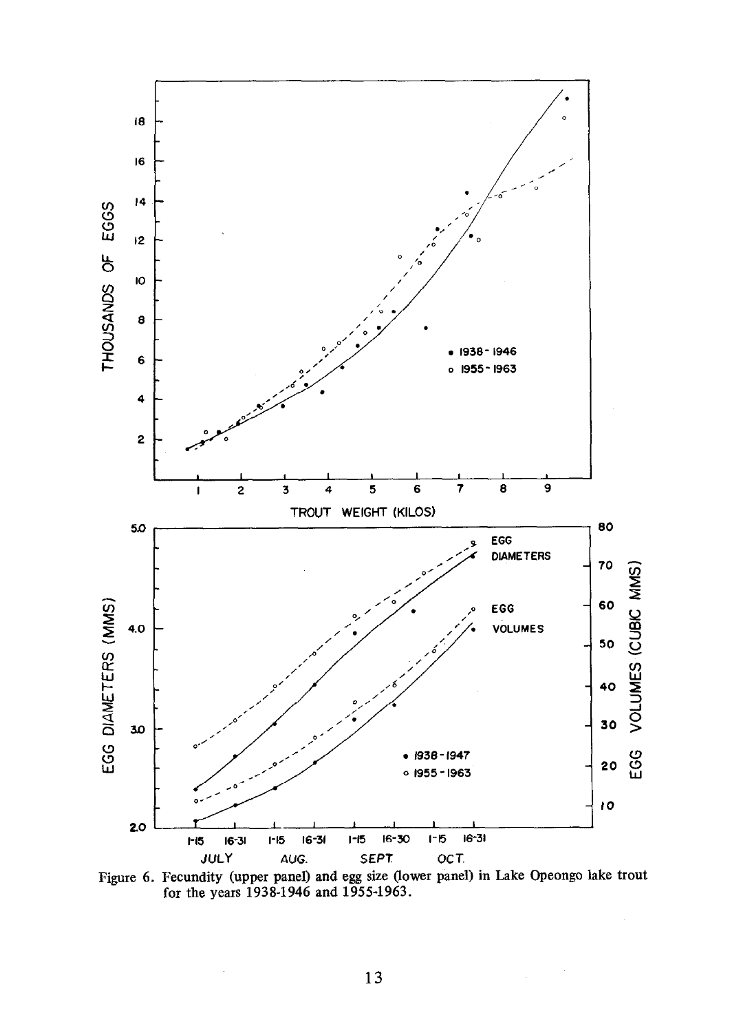Figure 6. Fecundity (upper panel) and egg size (lower panel) in Lake Opeongo lake trout for the years 1938-1946 and 1955-1963.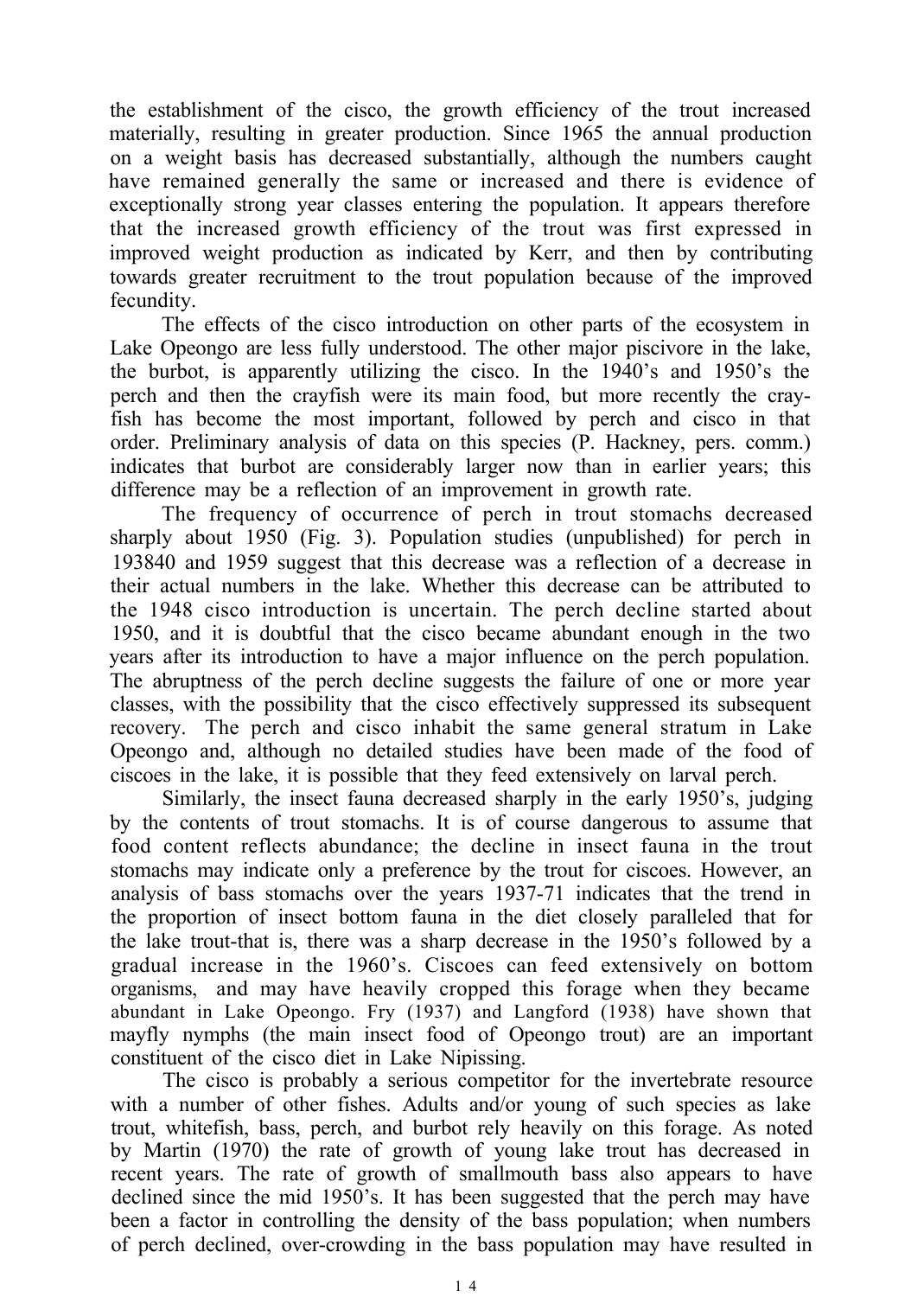the establishment of the cisco, the growth efficiency of the trout increased materially, resulting in greater production. Since 1965 the annual production on a weight basis has decreased substantially, although the numbers caught have remained generally the same or increased and there is evidence of exceptionally strong year classes entering the population. It appears therefore that the increased growth efficiency of the trout was first expressed in improved weight production as indicated by Kerr, and then by contributing towards greater recruitment to the trout population because of the improved fecundity.

The effects of the cisco introduction on other parts of the ecosystem in Lake Opeongo are less fully understood. The other major piscivore in the lake, the burbot, is apparently utilizing the cisco. In the 1940's and 1950's the perch and then the crayfish were its main food, but more recently the cray-fish has become the most important, followed by perch and cisco in that order. Preliminary analysis of data on this species (P. Hackney, pers. comm.) indicates that burbot are considerably larger now than in earlier years; this difference may be a reflection of an improvement in growth rate.

The frequency of occurrence of perch in trout stomachs decreased sharply about 1950 (Fig. 3). Population studies (unpublished) for perch in 193840 and 1959 suggest that this decrease was a reflection of a decrease in their actual numbers in the lake. Whether this decrease can be attributed to the 1948 cisco introduction is uncertain. The perch decline started about 1950, and it is doubtful that the cisco became abundant enough in the two years after its introduction to have a major influence on the perch population. The abruptness of the perch decline suggests the failure of one or more year classes, with the possibility that the cisco effectively suppressed its subsequent recovery. The perch and cisco inhabit the same general stratum in Lake Opeongo and, although no detailed studies have been made of the food of ciscoes in the lake, it is possible that they feed extensively on larval perch.

Similarly, the insect fauna decreased sharply in the early 1950's, judging by the contents of trout stomachs. It is of course dangerous to assume that food content reflects abundance; the decline in insect fauna in the trout stomachs may indicate only a preference by the trout for ciscoes. However, an analysis of bass stomachs over the years 1937-71 indicates that the trend in the proportion of insect bottom fauna in the diet closely paralleled that for the lake trout-that is, there was a sharp decrease in the 1950's followed by a gradual increase in the 1960's. Ciscoes can feed extensively on bottom organisms, and may have heavily cropped this forage when they became abundant in Lake Opeongo. Fry (1937) and Langford (1938) have shown that mayfly nymphs (the main insect food of Opeongo trout) are an important constituent of the cisco diet in Lake Nipissing.

The cisco is probably a serious competitor for the invertebrate resource with a number of other fishes. Adults and/or young of such species as lake trout, whitefish, bass, perch, and burbot rely heavily on this forage. As noted by Martin (1970) the rate of growth of young lake trout has decreased in recent years. The rate of growth of smallmouth bass also appears to have declined since the mid 1950's. It has been suggested that the perch may have been a factor in controlling the density of the bass population; when numbers of perch declined, over-crowding in the bass population may have resulted in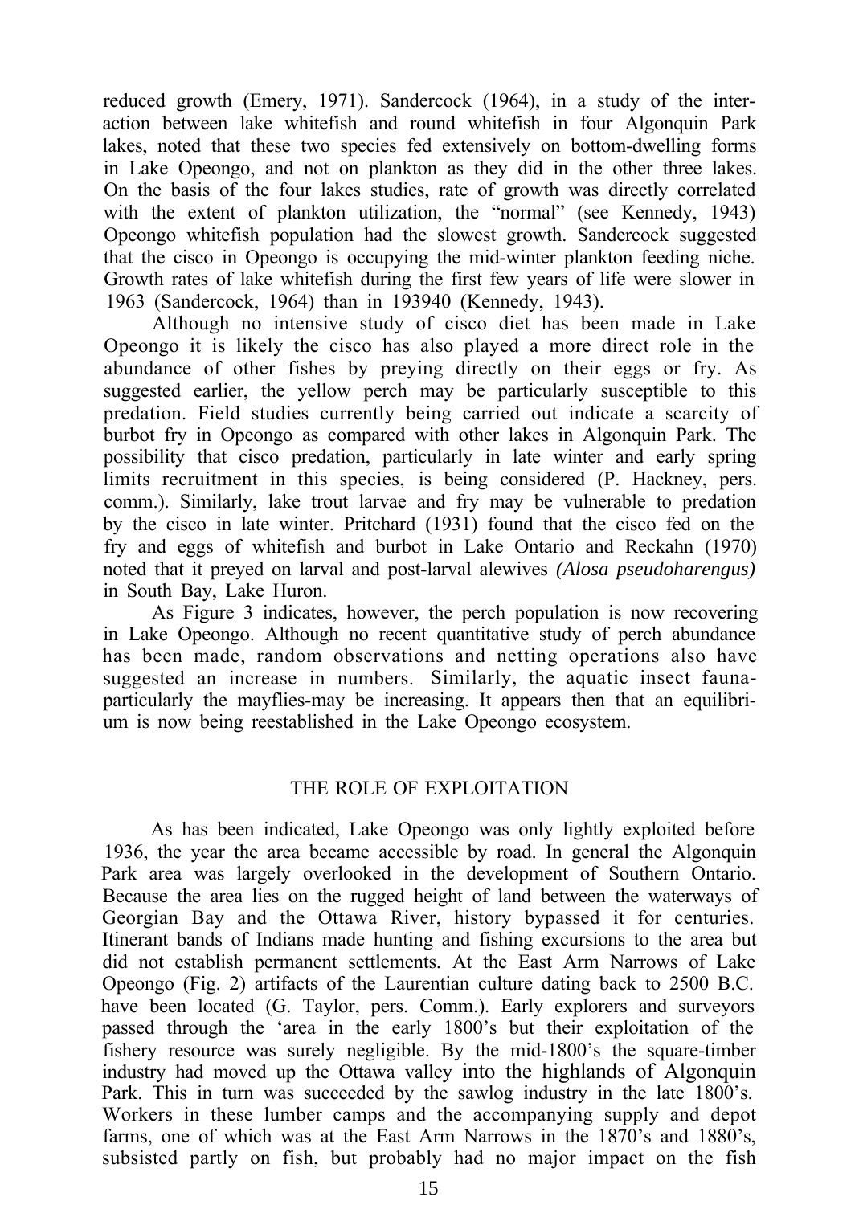reduced growth (Emery, 1971). Sandercock (1964), in a study of the interaction between lake whitefish and round whitefish in four Algonquin Park lakes, noted that these two species fed extensively on bottom-dwelling forms in Lake Opeongo, and not on plankton as they did in the other three lakes. On the basis of the four lakes studies, rate of growth was directly correlated with the extent of plankton utilization, the "normal" (see Kennedy, 1943) Opeongo whitefish population had the slowest growth. Sandercock suggested that the cisco in Opeongo is occupying the mid-winter plankton feeding niche. Growth rates of lake whitefish during the first few years of life were slower in 1963 (Sandercock, 1964) than in 193940 (Kennedy, 1943).

Although no intensive study of cisco diet has been made in Lake Opeongo it is likely the cisco has also played a more direct role in the abundance of other fishes by preying directly on their eggs or fry. As suggested earlier, the yellow perch may be particularly susceptible to this predation. Field studies currently being carried out indicate a scarcity of burbot fry in Opeongo as compared with other lakes in Algonquin Park. The possibility that cisco predation, particularly in late winter and early spring limits recruitment in this species, is being considered (P. Hackney, pers. comm.). Similarly, lake trout larvae and fry may be vulnerable to predation by the cisco in late winter. Pritchard (1931) found that the cisco fed on the fry and eggs of whitefish and burbot in Lake Ontario and Reckahn (1970) noted that it preyed on larval and post-larval alewives *(Alosa pseudoharengus)* in South Bay, Lake Huron.

As Figure 3 indicates, however, the perch population is now recovering in Lake Opeongo. Although no recent quantitative study of perch abundance has been made, random observations and netting operations also have suggested an increase in numbers. Similarly, the aquatic insect fauna-particularly the mayflies-may be increasing. It appears then that an equilibrium is now being reestablished in the Lake Opeongo ecosystem.

## THE ROLE OF EXPLOITATION

As has been indicated, Lake Opeongo was only lightly exploited before 1936, the year the area became accessible by road. In general the Algonquin Park area was largely overlooked in the development of Southern Ontario. Because the area lies on the rugged height of land between the waterways of Georgian Bay and the Ottawa River, history bypassed it for centuries. Itinerant bands of Indians made hunting and fishing excursions to the area but did not establish permanent settlements. At the East Arm Narrows of Lake Opeongo (Fig. 2) artifacts of the Laurentian culture dating back to 2500 B.C. have been located (G. Taylor, pers. Comm.). Early explorers and surveyors passed through the 'area in the early 1800's but their exploitation of the fishery resource was surely negligible. By the mid-1800's the square-timber industry had moved up the Ottawa valley into the highlands of Algonquin Park. This in turn was succeeded by the sawlog industry in the late 1800's. Workers in these lumber camps and the accompanying supply and depot farms, one of which was at the East Arm Narrows in the 1870's and 1880's, subsisted partly on fish, but probably had no major impact on the fish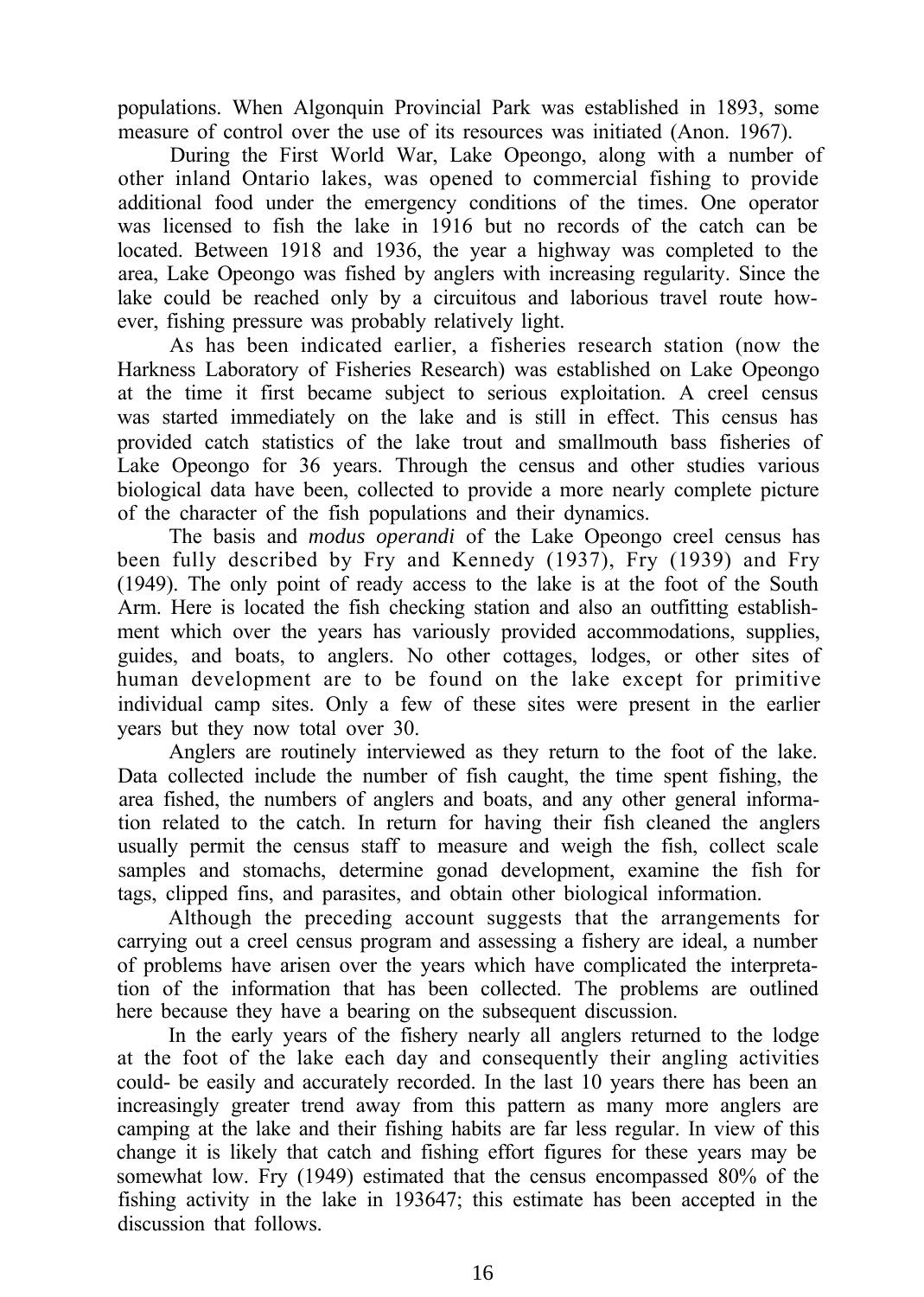populations. When Algonquin Provincial Park was established in 1893, some measure of control over the use of its resources was initiated (Anon. 1967).

During the First World War, Lake Opeongo, along with a number of other inland Ontario lakes, was opened to commercial fishing to provide additional food under the emergency conditions of the times. One operator was licensed to fish the lake in 1916 but no records of the catch can be located. Between 1918 and 1936, the year a highway was completed to the area, Lake Opeongo was fished by anglers with increasing regularity. Since the lake could be reached only by a circuitous and laborious travel route however, fishing pressure was probably relatively light.

As has been indicated earlier, a fisheries research station (now the Harkness Laboratory of Fisheries Research) was established on Lake Opeongo at the time it first became subject to serious exploitation. A creel census was started immediately on the lake and is still in effect. This census has provided catch statistics of the lake trout and smallmouth bass fisheries of Lake Opeongo for 36 years. Through the census and other studies various biological data have been, collected to provide a more nearly complete picture of the character of the fish populations and their dynamics.

The basis and *modus operandi* of the Lake Opeongo creel census has been fully described by Fry and Kennedy (1937), Fry (1939) and Fry (1949). The only point of ready access to the lake is at the foot of the South Arm. Here is located the fish checking station and also an outfitting establishment which over the years has variously provided accommodations, supplies, guides, and boats, to anglers. No other cottages, lodges, or other sites of human development are to be found on the lake except for primitive individual camp sites. Only a few of these sites were present in the earlier years but they now total over 30.

Anglers are routinely interviewed as they return to the foot of the lake. Data collected include the number of fish caught, the time spent fishing, the area fished, the numbers of anglers and boats, and any other general information related to the catch. In return for having their fish cleaned the anglers usually permit the census staff to measure and weigh the fish, collect scale samples and stomachs, determine gonad development, examine the fish for tags, clipped fins, and parasites, and obtain other biological information.

Although the preceding account suggests that the arrangements for carrying out a creel census program and assessing a fishery are ideal, a number of problems have arisen over the years which have complicated the interpretation of the information that has been collected. The problems are outlined here because they have a bearing on the subsequent discussion.

In the early years of the fishery nearly all anglers returned to the lodge at the foot of the lake each day and consequently their angling activities could- be easily and accurately recorded. In the last 10 years there has been an increasingly greater trend away from this pattern as many more anglers are camping at the lake and their fishing habits are far less regular. In view of this change it is likely that catch and fishing effort figures for these years may be somewhat low. Fry (1949) estimated that the census encompassed 80% of the fishing activity in the lake in 193647; this estimate has been accepted in the discussion that follows.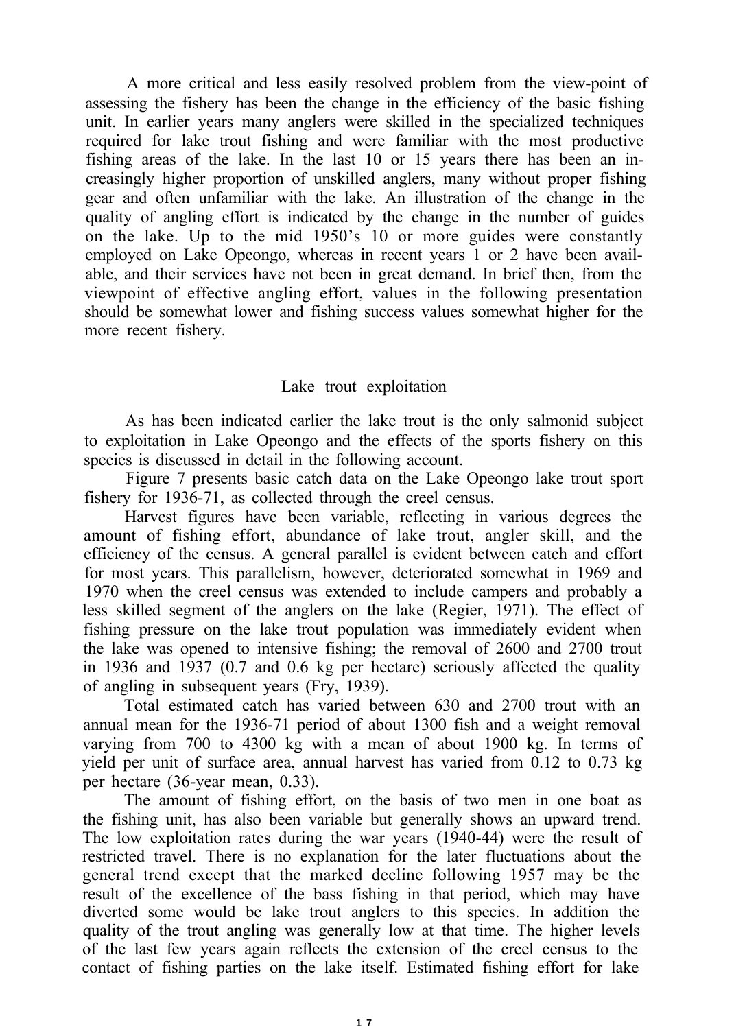A more critical and less easily resolved problem from the view-point of assessing the fishery has been the change in the efficiency of the basic fishing unit. In earlier years many anglers were skilled in the specialized techniques required for lake trout fishing and were familiar with the most productive fishing areas of the lake. In the last 10 or 15 years there has been an increasingly higher proportion of unskilled anglers, many without proper fishing gear and often unfamiliar with the lake. An illustration of the change in the quality of angling effort is indicated by the change in the number of guides on the lake. Up to the mid 1950's 10 or more guides were constantly employed on Lake Opeongo, whereas in recent years 1 or 2 have been available, and their services have not been in great demand. In brief then, from the viewpoint of effective angling effort, values in the following presentation should be somewhat lower and fishing success values somewhat higher for the more recent fishery.

## Lake trout exploitation

As has been indicated earlier the lake trout is the only salmonid subject to exploitation in Lake Opeongo and the effects of the sports fishery on this species is discussed in detail in the following account.

Figure 7 presents basic catch data on the Lake Opeongo lake trout sport fishery for 1936-71, as collected through the creel census.

Harvest figures have been variable, reflecting in various degrees the amount of fishing effort, abundance of lake trout, angler skill, and the efficiency of the census. A general parallel is evident between catch and effort for most years. This parallelism, however, deteriorated somewhat in 1969 and 1970 when the creel census was extended to include campers and probably a less skilled segment of the anglers on the lake (Regier, 1971). The effect of fishing pressure on the lake trout population was immediately evident when the lake was opened to intensive fishing; the removal of 2600 and 2700 trout in 1936 and 1937 (0.7 and 0.6 kg per hectare) seriously affected the quality of angling in subsequent years (Fry, 1939).

Total estimated catch has varied between 630 and 2700 trout with an annual mean for the 1936-71 period of about 1300 fish and a weight removal varying from 700 to 4300 kg with a mean of about 1900 kg. In terms of yield per unit of surface area, annual harvest has varied from 0.12 to 0.73 kg per hectare (36-year mean, 0.33).

The amount of fishing effort, on the basis of two men in one boat as the fishing unit, has also been variable but generally shows an upward trend. The low exploitation rates during the war years (1940-44) were the result of restricted travel. There is no explanation for the later fluctuations about the general trend except that the marked decline following 1957 may be the result of the excellence of the bass fishing in that period, which may have diverted some would be lake trout anglers to this species. In addition the quality of the trout angling was generally low at that time. The higher levels of the last few years again reflects the extension of the creel census to the contact of fishing parties on the lake itself. Estimated fishing effort for lake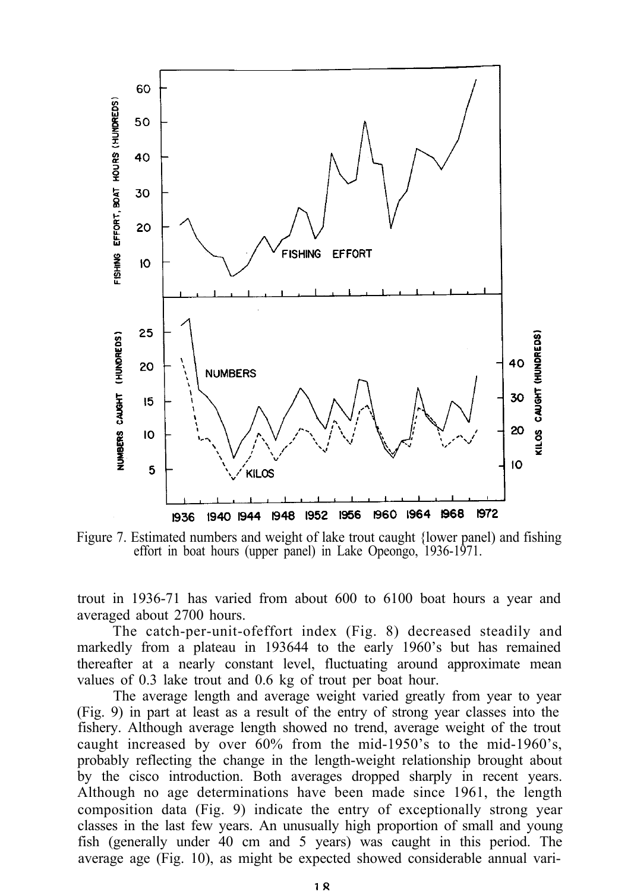Figure 7. Estimated numbers and weight of lake trout caught {lower panel) and fishing effort in boat hours (upper panel) in Lake Opeongo, 1936-1971.

trout in 1936-71 has varied from about 600 to 6100 boat hours a year and averaged about 2700 hours.

The catch-per-unit-ofeffort index (Fig. 8) decreased steadily and markedly from a plateau in 193644 to the early 1960's but has remained thereafter at a nearly constant level, fluctuating around approximate mean values of 0.3 lake trout and 0.6 kg of trout per boat hour.

The average length and average weight varied greatly from year to year (Fig. 9) in part at least as a result of the entry of strong year classes into the fishery. Although average length showed no trend, average weight of the trout caught increased by over 60% from the mid-1950's to the mid-1960's, probably reflecting the change in the length-weight relationship brought about by the cisco introduction. Both averages dropped sharply in recent years. Although no age determinations have been made since 1961, the length composition data (Fig. 9) indicate the entry of exceptionally strong year classes in the last few years. An unusually high proportion of small and young fish (generally under 40 cm and 5 years) was caught in this period. The average age (Fig. 10), as might be expected showed considerable annual vari-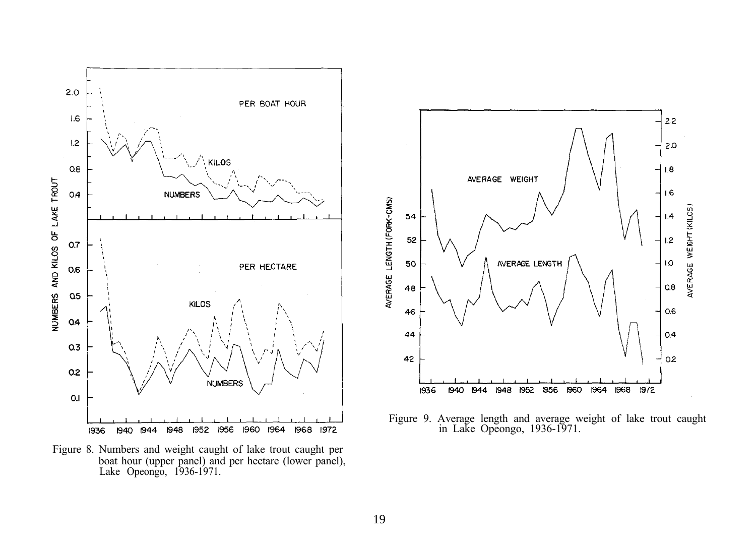Figure 8. Numbers and weight caught of lake trout caught per boat hour (upper panel) and per hectare (lower panel), Lake Opeongo, 1936-1971.

Figure 9. Average length and average weight of lake trout caught in Lake Opeongo, 1936-1971.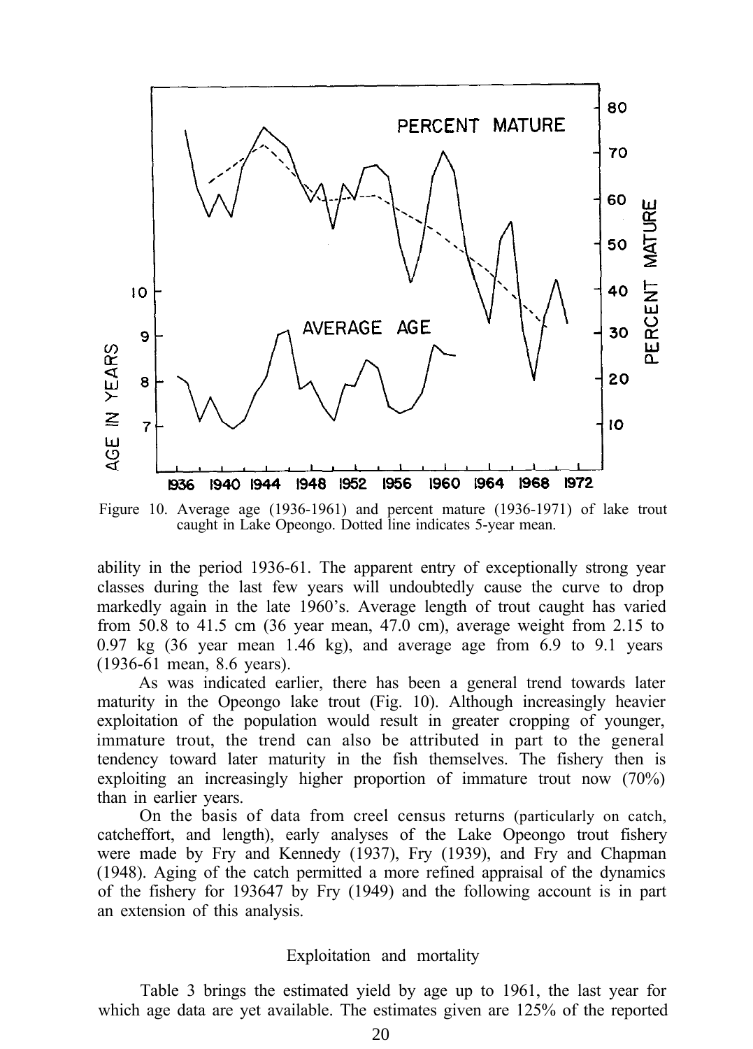Figure 10. Average age (1936-1961) and percent mature (1936-1971) of lake trout caught in Lake Opeongo. Dotted line indicates 5-year mean.

ability in the period 1936-61. The apparent entry of exceptionally strong year classes during the last few years will undoubtedly cause the curve to drop markedly again in the late 1960's. Average length of trout caught has varied from 50.8 to 41.5 cm (36 year mean, 47.0 cm), average weight from 2.15 to 0.97 kg (36 year mean 1.46 kg), and average age from 6.9 to 9.1 years (1936-61 mean, 8.6 years).

As was indicated earlier, there has been a general trend towards later maturity in the Opeongo lake trout (Fig. 10). Although increasingly heavier exploitation of the population would result in greater cropping of younger, immature trout, the trend can also be attributed in part to the general tendency toward later maturity in the fish themselves. The fishery then is exploiting an increasingly higher proportion of immature trout now (70%) than in earlier years.

On the basis of data from creel census returns (particularly on catch, catcheffort, and length), early analyses of the Lake Opeongo trout fishery were made by Fry and Kennedy (1937), Fry (1939), and Fry and Chapman (1948). Aging of the catch permitted a more refined appraisal of the dynamics of the fishery for 193647 by Fry (1949) and the following account is in part an extension of this analysis.

## Exploitation and mortality

Table 3 brings the estimated yield by age up to 1961, the last year for which age data are yet available. The estimates given are 125% of the reported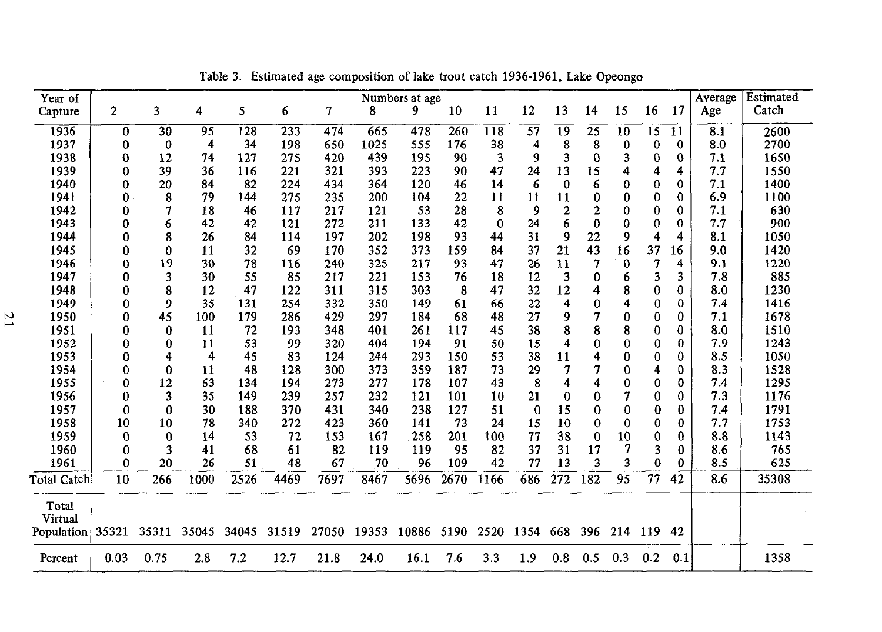Table 3. Estimated age composition of lake trout catch 1936-1961, Lake Opeongo

| Year of Capture | Numbers at age | | | | | | | | | | | | | | | | Average Age | Estimated Catch |
|---|---|---|---|---|---|---|---|---|---|---|---|---|---|---|---|---|---|---|
| | 2 | 3 | 4 | 5 | 6 | 7 | 8 | 9 | 10 | 11 | 12 | 13 | 14 | 15 | 16 | 17 | | |
| 1936 | 0 | 30 | 95 | 128 | 233 | 474 | 665 | 478 | 260 | 118 | 57 | 19 | 25 | 10 | 15 | 11 | 8.1 | 2600 |
| 1937 | 0 | 0 | 4 | 34 | 198 | 650 | 1025 | 555 | 176 | 38 | 4 | 8 | 8 | 0 | 0 | 0 | 8.0 | 2700 |
| 1938 | 0 | 12 | 74 | 127 | 275 | 420 | 439 | 195 | 90 | 3 | 9 | 3 | 0 | 3 | 0 | 0 | 7.1 | 1650 |
| 1939 | 0 | 39 | 36 | 116 | 221 | 321 | 393 | 223 | 90 | 47 | 24 | 13 | 15 | 4 | 4 | 4 | 7.7 | 1550 |
| 1940 | 0 | 20 | 84 | 82 | 224 | 434 | 364 | 120 | 46 | 14 | 6 | 0 | 6 | 0 | 0 | 0 | 7.1 | 1400 |
| 1941 | 0 | 8 | 79 | 144 | 275 | 235 | 200 | 104 | 22 | 11 | 11 | 11 | 0 | 0 | 0 | 0 | 6.9 | 1100 |
| 1942 | 0 | 7 | 18 | 46 | 117 | 217 | 121 | 53 | 28 | 8 | 9 | 2 | 2 | 0 | 0 | 0 | 7.1 | 630 |
| 1943 | 0 | 6 | 42 | 42 | 121 | 272 | 211 | 133 | 42 | 0 | 24 | 6 | 0 | 0 | 0 | 0 | 7.7 | 900 |
| 1944 | 0 | 8 | 26 | 84 | 114 | 197 | 202 | 198 | 93 | 44 | 31 | 9 | 22 | 9 | 4 | 4 | 8.1 | 1050 |
| 1945 | 0 | 0 | 11 | 32 | 69 | 170 | 352 | 373 | 159 | 84 | 37 | 21 | 43 | 16 | 37 | 16 | 9.0 | 1420 |
| 1946 | 0 | 19 | 30 | 78 | 116 | 240 | 325 | 217 | 93 | 47 | 26 | 11 | 7 | 0 | 7 | 4 | 9.1 | 1220 |
| 1947 | 0 | 3 | 30 | 55 | 85 | 217 | 221 | 153 | 76 | 18 | 12 | 3 | 0 | 6 | 3 | 3 | 7.8 | 885 |
| 1948 | 0 | 8 | 12 | 47 | 122 | 311 | 315 | 303 | 8 | 47 | 32 | 12 | 4 | 8 | 0 | 0 | 8.0 | 1230 |
| 1949 | 0 | 9 | 35 | 131 | 254 | 332 | 350 | 149 | 61 | 66 | 22 | 4 | 0 | 4 | 0 | 0 | 7.4 | 1416 |
| 1950 | 0 | 45 | 100 | 179 | 286 | 429 | 297 | 184 | 68 | 48 | 27 | 9 | 7 | 0 | 0 | 0 | 7.1 | 1678 |
| 1951 | 0 | 0 | 11 | 72 | 193 | 348 | 401 | 261 | 117 | 45 | 38 | 8 | 8 | 8 | 0 | 0 | 8.0 | 1510 |
| 1952 | 0 | 0 | 11 | 53 | 99 | 320 | 404 | 194 | 91 | 50 | 15 | 4 | 0 | 0 | 0 | 0 | 7.9 | 1243 |
| 1953 | 0 | 4 | 4 | 45 | 83 | 124 | 244 | 293 | 150 | 53 | 38 | 11 | 4 | 0 | 0 | 0 | 8.5 | 1050 |
| 1954 | 0 | 0 | 11 | 48 | 128 | 300 | 373 | 359 | 187 | 73 | 29 | 7 | 7 | 0 | 4 | 0 | 8.3 | 1528 |
| 1955 | 0 | 12 | 63 | 134 | 194 | 273 | 277 | 178 | 107 | 43 | 8 | 4 | 4 | 0 | 0 | 0 | 7.4 | 1295 |
| 1956 | 0 | 3 | 35 | 149 | 239 | 257 | 232 | 121 | 101 | 10 | 21 | 0 | 0 | 7 | 0 | 0 | 7.3 | 1176 |
| 1957 | 0 | 0 | 30 | 188 | 370 | 431 | 340 | 238 | 127 | 51 | 0 | 15 | 0 | 0 | 0 | 0 | 7.4 | 1791 |
| 1958 | 10 | 10 | 78 | 340 | 272 | 423 | 360 | 141 | 73 | 24 | 15 | 10 | 0 | 0 | 0 | 0 | 7.7 | 1753 |
| 1959 | 0 | 0 | 14 | 53 | 72 | 153 | 167 | 258 | 201 | 100 | 77 | 38 | 0 | 10 | 0 | 0 | 8.8 | 1143 |
| 1960 | 0 | 3 | 41 | 68 | 61 | 82 | 119 | 119 | 95 | 82 | 37 | 31 | 17 | 7 | 3 | 0 | 8.6 | 765 |
| 1961 | 0 | 20 | 26 | 51 | 48 | 67 | 70 | 96 | 109 | 42 | 77 | 13 | 3 | 3 | 0 | 0 | 8.5 | 625 |
| Total Catch | 10 | 266 | 1000 | 2526 | 4469 | 7697 | 8467 | 5696 | 2670 | 1166 | 686 | 272 | 182 | 95 | 77 | 42 | 8.6 | 35308 |
| Total Virtual Population | 35321 | 35311 | 35045 | 34045 | 31519 | 27050 | 19353 | 10886 | 5190 | 2520 | 1354 | 668 | 396 | 214 | 119 | 42 | | |
| Percent | 0.03 | 0.75 | 2.8 | 7.2 | 12.7 | 21.8 | 24.0 | 16.1 | 7.6 | 3.3 | 1.9 | 0.8 | 0.5 | 0.3 | 0.2 | 0.1 | | 1358 |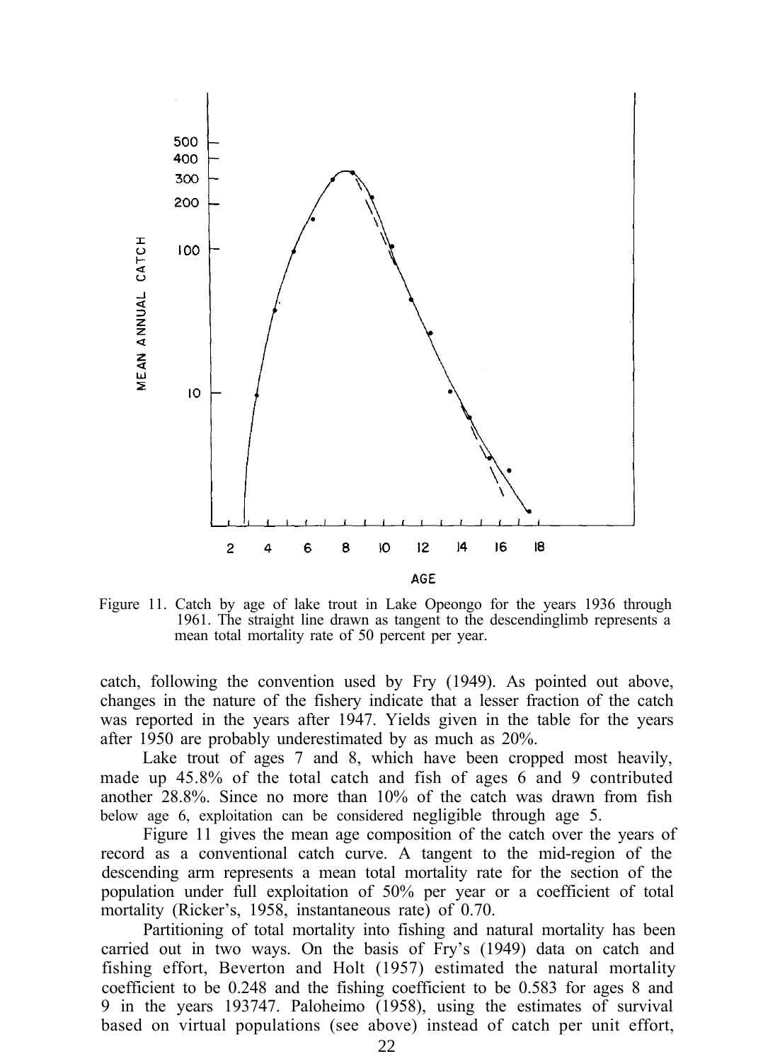Figure 11. Catch by age of lake trout in Lake Opeongo for the years 1936 through 1961. The straight line drawn as tangent to the descendinglimb represents a mean total mortality rate of 50 percent per year.

catch, following the convention used by Fry (1949). As pointed out above, changes in the nature of the fishery indicate that a lesser fraction of the catch was reported in the years after 1947. Yields given in the table for the years after 1950 are probably underestimated by as much as 20%.

Lake trout of ages 7 and 8, which have been cropped most heavily, made up 45.8% of the total catch and fish of ages 6 and 9 contributed another 28.8%. Since no more than 10% of the catch was drawn from fish below age 6, exploitation can be considered negligible through age 5.

Figure 11 gives the mean age composition of the catch over the years of record as a conventional catch curve. A tangent to the mid-region of the descending arm represents a mean total mortality rate for the section of the population under full exploitation of 50% per year or a coefficient of total mortality (Ricker's, 1958, instantaneous rate) of 0.70.

Partitioning of total mortality into fishing and natural mortality has been carried out in two ways. On the basis of Fry's (1949) data on catch and fishing effort, Beverton and Holt (1957) estimated the natural mortality coefficient to be 0.248 and the fishing coefficient to be 0.583 for ages 8 and 9 in the years 193747. Paloheimo (1958), using the estimates of survival based on virtual populations (see above) instead of catch per unit effort,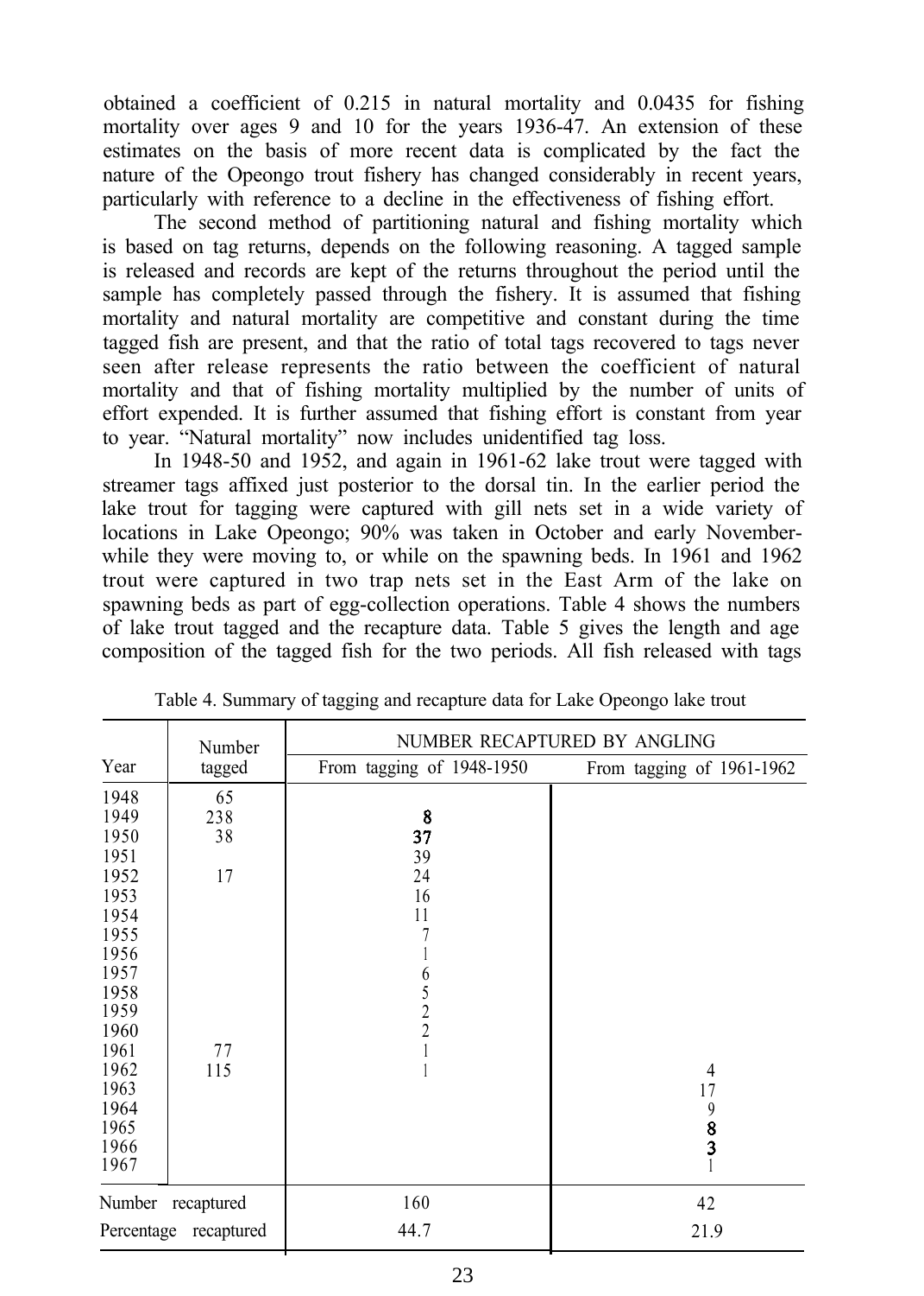obtained a coefficient of 0.215 in natural mortality and 0.0435 for fishing mortality over ages 9 and 10 for the years 1936-47. An extension of these estimates on the basis of more recent data is complicated by the fact the nature of the Opeongo trout fishery has changed considerably in recent years, particularly with reference to a decline in the effectiveness of fishing effort.

The second method of partitioning natural and fishing mortality which is based on tag returns, depends on the following reasoning. A tagged sample is released and records are kept of the returns throughout the period until the sample has completely passed through the fishery. It is assumed that fishing mortality and natural mortality are competitive and constant during the time tagged fish are present, and that the ratio of total tags recovered to tags never seen after release represents the ratio between the coefficient of natural mortality and that of fishing mortality multiplied by the number of units of effort expended. It is further assumed that fishing effort is constant from year to year. "Natural mortality" now includes unidentified tag loss.

In 1948-50 and 1952, and again in 1961-62 lake trout were tagged with streamer tags affixed just posterior to the dorsal tin. In the earlier period the lake trout for tagging were captured with gill nets set in a wide variety of locations in Lake Opeongo; 90% was taken in October and early November-while they were moving to, or while on the spawning beds. In 1961 and 1962 trout were captured in two trap nets set in the East Arm of the lake on spawning beds as part of egg-collection operations. Table 4 shows the numbers of lake trout tagged and the recapture data. Table 5 gives the length and age composition of the tagged fish for the two periods. All fish released with tags

Table 4. Summary of tagging and recapture data for Lake Opeongo lake trout

| Year | Number tagged | NUMBER RECAPTURED BY ANGLING | |
|---|---|---|---|
| | | From tagging of 1948-1950 | From tagging of 1961-1962 |
| 1948 | 65 | | |
| 1949 | 238 | 8 | |
| 1950 | 38 | 37 | |
| 1951 | | 39 | |
| 1952 | 17 | 24 | |
| 1953 | | 16 | |
| 1954 | | 11 | |
| 1955 | | 7 | |
| 1956 | | 1 | |
| 1957 | | 6 | |
| 1958 | | 5 | |
| 1959 | | 2 | |
| 1960 | | 2 | |
| 1961 | 77 | 1 | |
| 1962 | 115 | 1 | 4 |
| 1963 | | | 17 |
| 1964 | | | 9 |
| 1965 | | | 8 |
| 1966 | | | 3 |
| 1967 | | | 1 |
| Number recaptured | | 160 | 42 |
| Percentage recaptured | | 44.7 | 21.9 |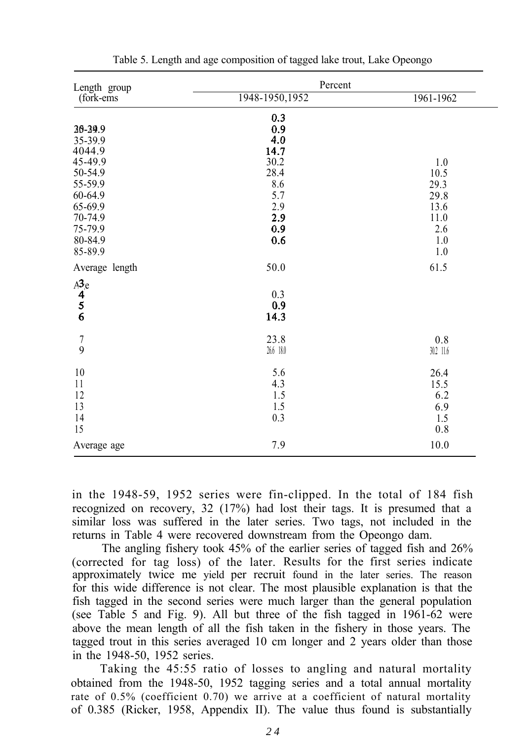Table 5. Length and age composition of tagged lake trout, Lake Opeongo

| Length group (fork-ems | Percent | |
|---|---|---|
| | 1948-1950,1952 | 1961-1962 |
| 25-29.9 | 0.3 | |
| 30-34.9 | 0.9 | |
| 35-39.9 | 4.0 | |
| 4044.9 | 14.7 | |
| 45-49.9 | 30.2 | 1.0 |
| 50-54.9 | 28.4 | 10.5 |
| 55-59.9 | 8.6 | 29.3 |
| 60-64.9 | 5.7 | 29.8 |
| 65-69.9 | 2.9 | 13.6 |
| 70-74.9 | 2.9 | 11.0 |
| 75-79.9 | 0.9 | 2.6 |
| 80-84.9 | 0.6 | 1.0 |
| 85-89.9 | | 1.0 |
| Average length | 50.0 | 61.5 |
| Age | | |
| 4 | 0.3 | |
| 5 | 0.9 | |
| 6 | 14.3 | |
| 7 | 23.8 | 0.8 |
| 8 | 26.6 | 30.2 |
| 9 | 18.0 | 11.6 |
| 10 | 5.6 | 26.4 |
| 11 | 4.3 | 15.5 |
| 12 | 1.5 | 6.2 |
| 13 | 1.5 | 6.9 |
| 14 | 0.3 | 1.5 |
| 15 | | 0.8 |
| Average age | 7.9 | 10.0 |

in the 1948-59, 1952 series were fin-clipped. In the total of 184 fish recognized on recovery, 32 (17%) had lost their tags. It is presumed that a similar loss was suffered in the later series. Two tags, not included in the returns in Table 4 were recovered downstream from the Opeongo dam.

The angling fishery took 45% of the earlier series of tagged fish and 26% (corrected for tag loss) of the later. Results for the first series indicate approximately twice me yield per recruit found in the later series. The reason for this wide difference is not clear. The most plausible explanation is that the fish tagged in the second series were much larger than the general population (see Table 5 and Fig. 9). All but three of the fish tagged in 1961-62 were above the mean length of all the fish taken in the fishery in those years. The tagged trout in this series averaged 10 cm longer and 2 years older than those in the 1948-50, 1952 series.

Taking the 45:55 ratio of losses to angling and natural mortality obtained from the 1948-50, 1952 tagging series and a total annual mortality rate of 0.5% (coefficient 0.70) we arrive at a coefficient of natural mortality of 0.385 (Ricker, 1958, Appendix II). The value thus found is substantially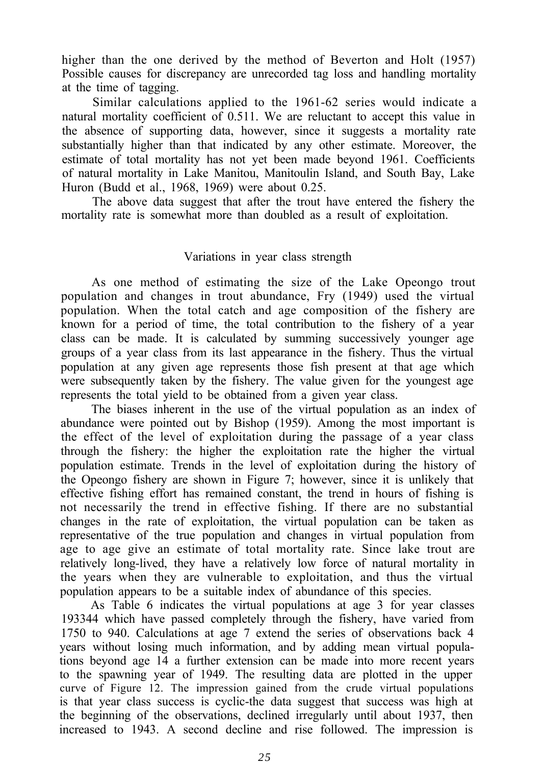higher than the one derived by the method of Beverton and Holt (1957) Possible causes for discrepancy are unrecorded tag loss and handling mortality at the time of tagging.

Similar calculations applied to the 1961-62 series would indicate a natural mortality coefficient of 0.511. We are reluctant to accept this value in the absence of supporting data, however, since it suggests a mortality rate substantially higher than that indicated by any other estimate. Moreover, the estimate of total mortality has not yet been made beyond 1961. Coefficients of natural mortality in Lake Manitou, Manitoulin Island, and South Bay, Lake Huron (Budd et al., 1968, 1969) were about 0.25.

The above data suggest that after the trout have entered the fishery the mortality rate is somewhat more than doubled as a result of exploitation.

## Variations in year class strength

As one method of estimating the size of the Lake Opeongo trout population and changes in trout abundance, Fry (1949) used the virtual population. When the total catch and age composition of the fishery are known for a period of time, the total contribution to the fishery of a year class can be made. It is calculated by summing successively younger age groups of a year class from its last appearance in the fishery. Thus the virtual population at any given age represents those fish present at that age which were subsequently taken by the fishery. The value given for the youngest age represents the total yield to be obtained from a given year class.

The biases inherent in the use of the virtual population as an index of abundance were pointed out by Bishop (1959). Among the most important is the effect of the level of exploitation during the passage of a year class through the fishery: the higher the exploitation rate the higher the virtual population estimate. Trends in the level of exploitation during the history of the Opeongo fishery are shown in Figure 7; however, since it is unlikely that effective fishing effort has remained constant, the trend in hours of fishing is not necessarily the trend in effective fishing. If there are no substantial changes in the rate of exploitation, the virtual population can be taken as representative of the true population and changes in virtual population from age to age give an estimate of total mortality rate. Since lake trout are relatively long-lived, they have a relatively low force of natural mortality in the years when they are vulnerable to exploitation, and thus the virtual population appears to be a suitable index of abundance of this species.

As Table 6 indicates the virtual populations at age 3 for year classes 193344 which have passed completely through the fishery, have varied from 1750 to 940. Calculations at age 7 extend the series of observations back 4 years without losing much information, and by adding mean virtual populations beyond age 14 a further extension can be made into more recent years to the spawning year of 1949. The resulting data are plotted in the upper curve of Figure 12. The impression gained from the crude virtual populations is that year class success is cyclic-the data suggest that success was high at the beginning of the observations, declined irregularly until about 1937, then increased to 1943. A second decline and rise followed. The impression is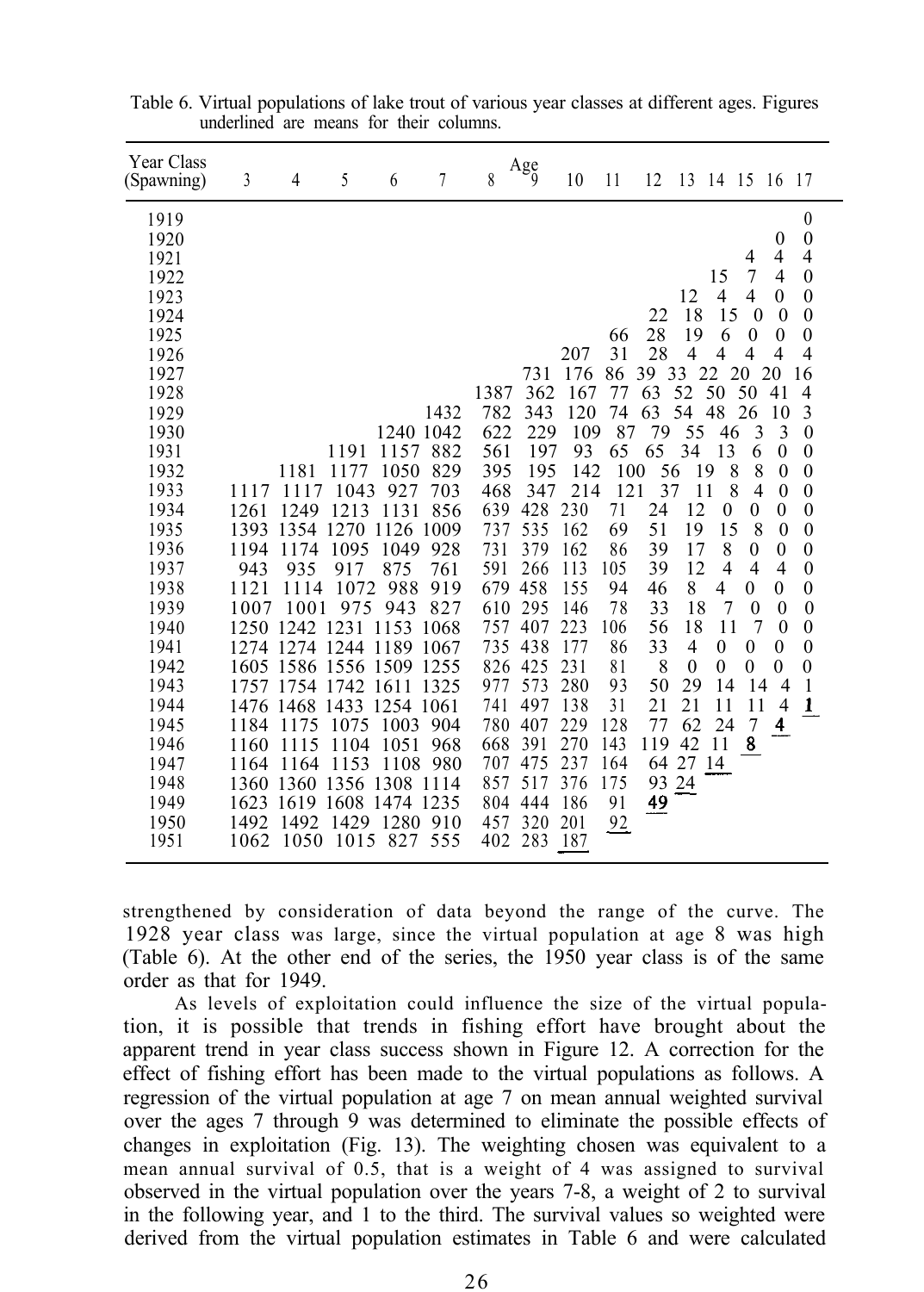Table 6. Virtual populations of lake trout of various year classes at different ages. Figures underlined are means for their columns.

| Year Class (Spawning) | Age 3 | 4 | 5 | 6 | 7 | 8 | 9 | 10 | 11 | 12 | 13 | 14 | 15 | 16 | 17 |
|---|---|---|---|---|---|---|---|---|---|---|---|---|---|---|---|
| 1919 | | | | | | | | | | | | | | | 0 |
| 1920 | | | | | | | | | | | | | | 0 | 0 |
| 1921 | | | | | | | | | | | | | 4 | 4 | 4 |
| 1922 | | | | | | | | | | | | 15 | 7 | 4 | 0 |
| 1923 | | | | | | | | | | | 12 | 4 | 4 | 0 | 0 |
| 1924 | | | | | | | | | | 22 | 18 | 15 | 0 | 0 | 0 |
| 1925 | | | | | | | | | 66 | 28 | 19 | 6 | 0 | 0 | 0 |
| 1926 | | | | | | | | 207 | 31 | 28 | 4 | 4 | 4 | 4 | 4 |
| 1927 | | | | | | | 731 | 176 | 86 | 39 | 33 | 22 | 20 | 20 | 16 |
| 1928 | | | | | | 1387 | 362 | 167 | 77 | 63 | 52 | 50 | 50 | 41 | 4 |
| 1929 | | | | | 1432 | 782 | 343 | 120 | 74 | 63 | 54 | 48 | 26 | 10 | 3 |
| 1930 | | | | 1240 | 1042 | 622 | 229 | 109 | 87 | 79 | 55 | 46 | 3 | 3 | 0 |
| 1931 | | | 1191 | 1157 | 882 | 561 | 197 | 93 | 65 | 65 | 34 | 13 | 6 | 0 | 0 |
| 1932 | | 1181 | 1177 | 1050 | 829 | 395 | 195 | 142 | 100 | 56 | 19 | 8 | 8 | 0 | 0 |
| 1933 | 1117 | 1117 | 1043 | 927 | 703 | 468 | 347 | 214 | 121 | 37 | 11 | 8 | 4 | 0 | 0 |
| 1934 | 1261 | 1249 | 1213 | 1131 | 856 | 639 | 428 | 230 | 71 | 24 | 12 | 0 | 0 | 0 | 0 |
| 1935 | 1393 | 1354 | 1270 | 1126 | 1009 | 737 | 535 | 162 | 69 | 51 | 19 | 15 | 8 | 0 | 0 |
| 1936 | 1194 | 1174 | 1095 | 1049 | 928 | 731 | 379 | 162 | 86 | 39 | 17 | 8 | 0 | 0 | 0 |
| 1937 | 943 | 935 | 917 | 875 | 761 | 591 | 266 | 113 | 105 | 39 | 12 | 4 | 4 | 4 | 0 |
| 1938 | 1121 | 1114 | 1072 | 988 | 919 | 679 | 458 | 155 | 94 | 46 | 8 | 4 | 0 | 0 | 0 |
| 1939 | 1007 | 1001 | 975 | 943 | 827 | 610 | 295 | 146 | 78 | 33 | 18 | 7 | 0 | 0 | 0 |
| 1940 | 1250 | 1242 | 1231 | 1153 | 1068 | 757 | 407 | 223 | 106 | 56 | 18 | 11 | 7 | 0 | 0 |
| 1941 | 1274 | 1274 | 1244 | 1189 | 1067 | 735 | 438 | 177 | 86 | 33 | 4 | 0 | 0 | 0 | 0 |
| 1942 | 1605 | 1586 | 1556 | 1509 | 1255 | 826 | 425 | 231 | 81 | 8 | 0 | 0 | 0 | 0 | 0 |
| 1943 | 1757 | 1754 | 1742 | 1611 | 1325 | 977 | 573 | 280 | 93 | 50 | 29 | 14 | 14 | 4 | 1 |
| 1944 | 1476 | 1468 | 1433 | 1254 | 1061 | 741 | 497 | 138 | 31 | 21 | 21 | 11 | 11 | 4 | 1 |
| 1945 | 1184 | 1175 | 1075 | 1003 | 904 | 780 | 407 | 229 | 128 | 77 | 62 | 24 | 7 | 4 | |
| 1946 | 1160 | 1115 | 1104 | 1051 | 968 | 668 | 391 | 270 | 143 | 119 | 42 | 11 | 8 | | |
| 1947 | 1164 | 1164 | 1153 | 1108 | 980 | 707 | 475 | 237 | 164 | 64 | 27 | 14 | | | |
| 1948 | 1360 | 1360 | 1356 | 1308 | 1114 | 857 | 517 | 376 | 175 | 93 | 24 | | | | |
| 1949 | 1623 | 1619 | 1608 | 1474 | 1235 | 804 | 444 | 186 | 91 | 49 | | | | | |
| 1950 | 1492 | 1492 | 1429 | 1280 | 910 | 457 | 320 | 201 | 92 | | | | | | |
| 1951 | 1062 | 1050 | 1015 | 827 | 555 | 402 | 283 | 187 | | | | | | | |

strengthened by consideration of data beyond the range of the curve. The 1928 year class was large, since the virtual population at age 8 was high (Table 6). At the other end of the series, the 1950 year class is of the same order as that for 1949.

As levels of exploitation could influence the size of the virtual population, it is possible that trends in fishing effort have brought about the apparent trend in year class success shown in Figure 12. A correction for the effect of fishing effort has been made to the virtual populations as follows. A regression of the virtual population at age 7 on mean annual weighted survival over the ages 7 through 9 was determined to eliminate the possible effects of changes in exploitation (Fig. 13). The weighting chosen was equivalent to a mean annual survival of 0.5, that is a weight of 4 was assigned to survival observed in the virtual population over the years 7-8, a weight of 2 to survival in the following year, and 1 to the third. The survival values so weighted were derived from the virtual population estimates in Table 6 and were calculated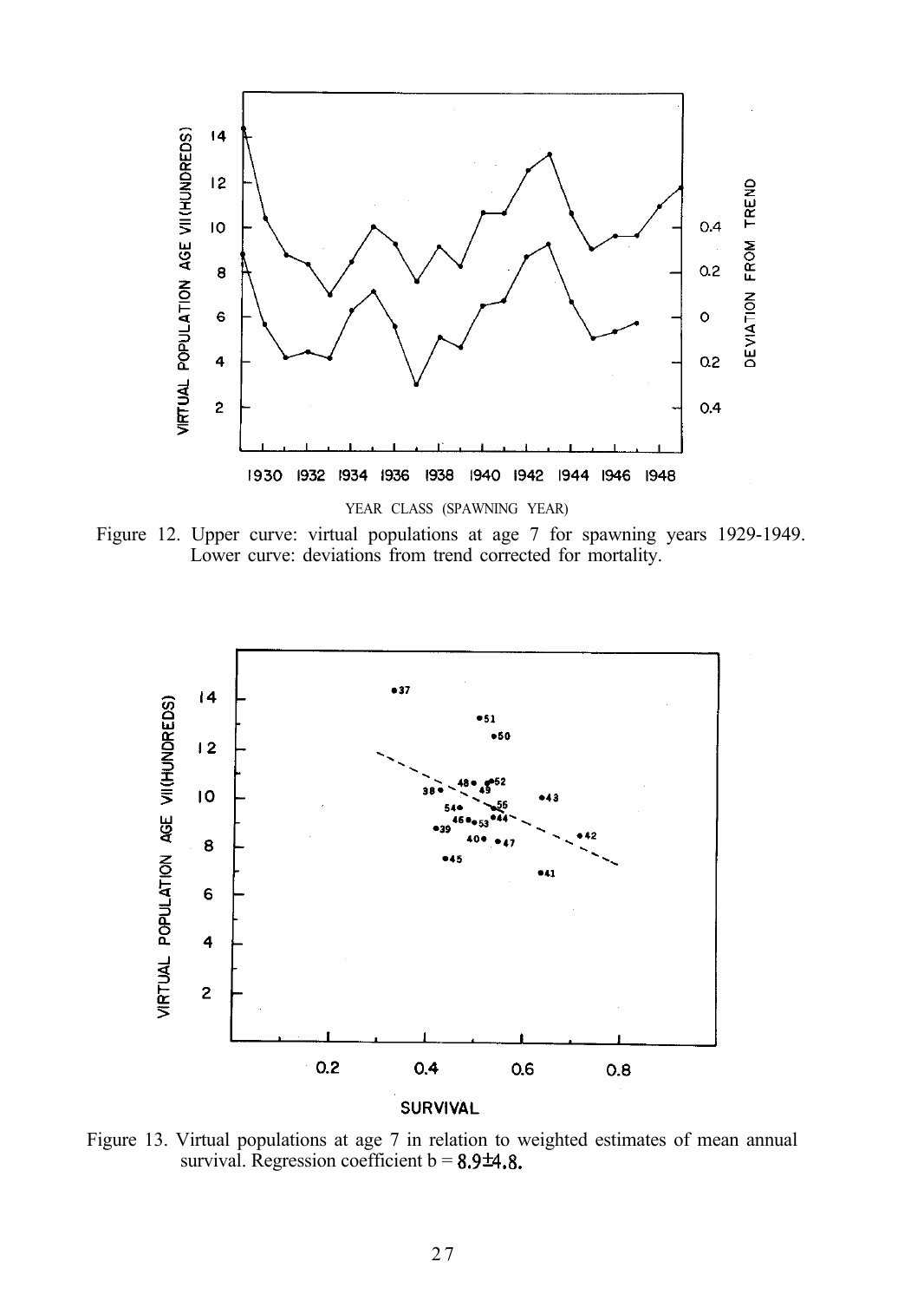Figure 12. Upper curve: virtual populations at age 7 for spawning years 1929-1949. Lower curve: deviations from trend corrected for mortality.

Figure 13. Virtual populations at age 7 in relation to weighted estimates of mean annual survival. Regression coefficient b = 8.9±4.8.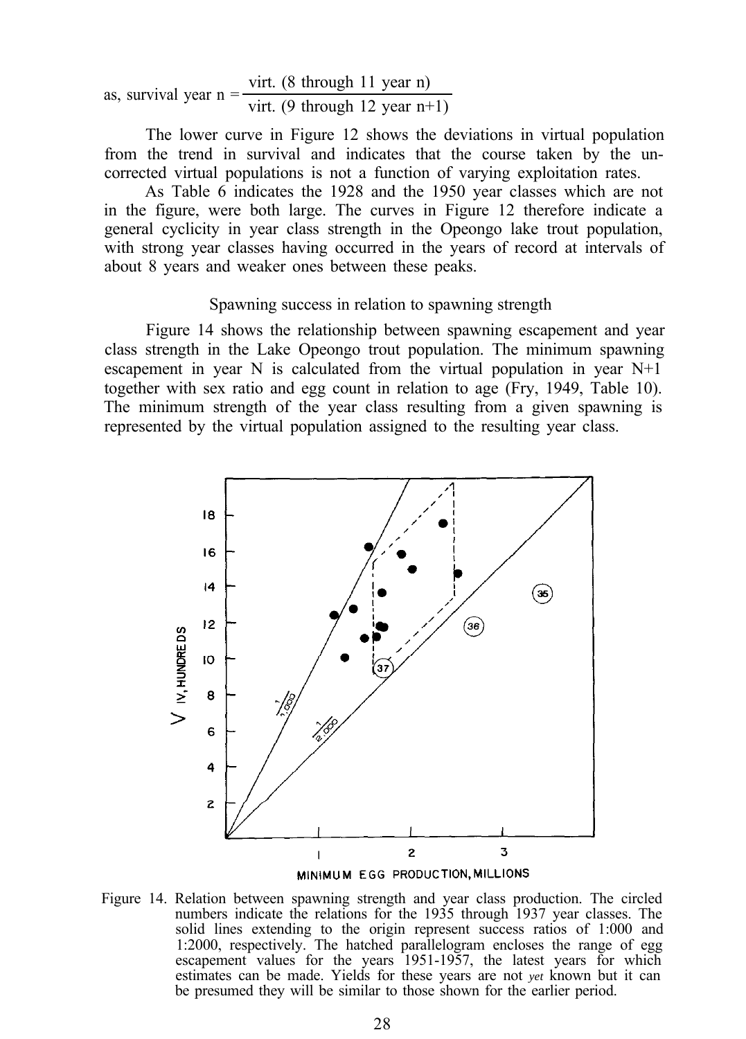as, survival year n = $\frac{\text{virt. (8 through 11 year n)}}{\text{virt. (9 through 12 year n+1)}}$

The lower curve in Figure 12 shows the deviations in virtual population from the trend in survival and indicates that the course taken by the uncorrected virtual populations is not a function of varying exploitation rates.

As Table 6 indicates the 1928 and the 1950 year classes which are not in the figure, were both large. The curves in Figure 12 therefore indicate a general cyclicity in year class strength in the Opeongo lake trout population, with strong year classes having occurred in the years of record at intervals of about 8 years and weaker ones between these peaks.

## Spawning success in relation to spawning strength

Figure 14 shows the relationship between spawning escapement and year class strength in the Lake Opeongo trout population. The minimum spawning escapement in year N is calculated from the virtual population in year N+1 together with sex ratio and egg count in relation to age (Fry, 1949, Table 10). The minimum strength of the year class resulting from a given spawning is represented by the virtual population assigned to the resulting year class.

Figure 14. Relation between spawning strength and year class production. The circled numbers indicate the relations for the 1935 through 1937 year classes. The solid lines extending to the origin represent success ratios of 1:000 and 1:2000, respectively. The hatched parallelogram encloses the range of egg escapement values for the years 1951-1957, the latest years for which estimates can be made. Yields for these years are not *yet* known but it can be presumed they will be similar to those shown for the earlier period.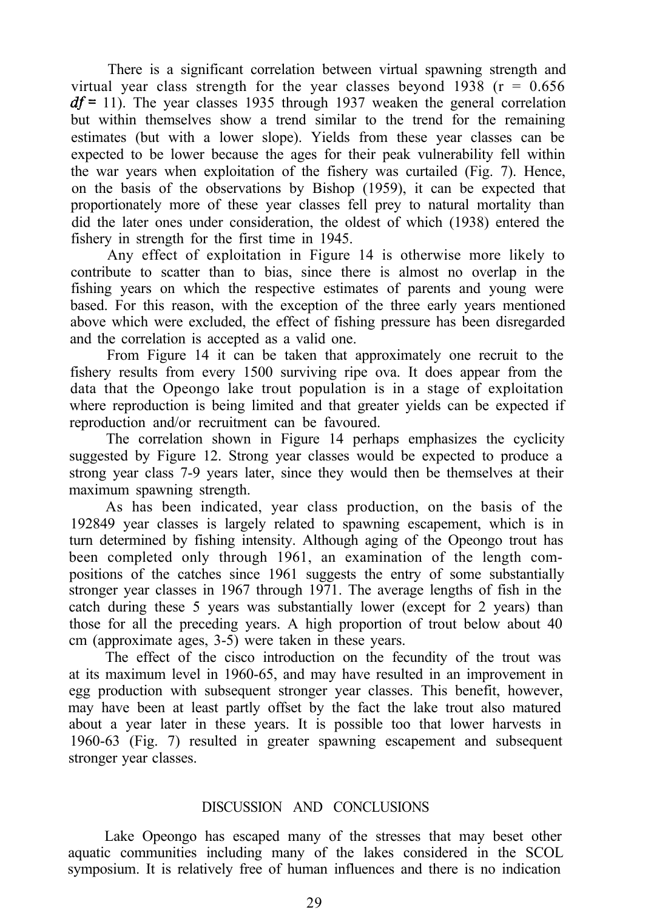There is a significant correlation between virtual spawning strength and virtual year class strength for the year classes beyond 1938 ($r = 0.656$ $df = 11$). The year classes 1935 through 1937 weaken the general correlation but within themselves show a trend similar to the trend for the remaining estimates (but with a lower slope). Yields from these year classes can be expected to be lower because the ages for their peak vulnerability fell within the war years when exploitation of the fishery was curtailed (Fig. 7). Hence, on the basis of the observations by Bishop (1959), it can be expected that proportionately more of these year classes fell prey to natural mortality than did the later ones under consideration, the oldest of which (1938) entered the fishery in strength for the first time in 1945.

Any effect of exploitation in Figure 14 is otherwise more likely to contribute to scatter than to bias, since there is almost no overlap in the fishing years on which the respective estimates of parents and young were based. For this reason, with the exception of the three early years mentioned above which were excluded, the effect of fishing pressure has been disregarded and the correlation is accepted as a valid one.

From Figure 14 it can be taken that approximately one recruit to the fishery results from every 1500 surviving ripe ova. It does appear from the data that the Opeongo lake trout population is in a stage of exploitation where reproduction is being limited and that greater yields can be expected if reproduction and/or recruitment can be favoured.

The correlation shown in Figure 14 perhaps emphasizes the cyclicity suggested by Figure 12. Strong year classes would be expected to produce a strong year class 7-9 years later, since they would then be themselves at their maximum spawning strength.

As has been indicated, year class production, on the basis of the 192849 year classes is largely related to spawning escapement, which is in turn determined by fishing intensity. Although aging of the Opeongo trout has been completed only through 1961, an examination of the length compositions of the catches since 1961 suggests the entry of some substantially stronger year classes in 1967 through 1971. The average lengths of fish in the catch during these 5 years was substantially lower (except for 2 years) than those for all the preceding years. A high proportion of trout below about 40 cm (approximate ages, 3-5) were taken in these years.

The effect of the cisco introduction on the fecundity of the trout was at its maximum level in 1960-65, and may have resulted in an improvement in egg production with subsequent stronger year classes. This benefit, however, may have been at least partly offset by the fact the lake trout also matured about a year later in these years. It is possible too that lower harvests in 1960-63 (Fig. 7) resulted in greater spawning escapement and subsequent stronger year classes.

## DISCUSSION AND CONCLUSIONS

Lake Opeongo has escaped many of the stresses that may beset other aquatic communities including many of the lakes considered in the SCOL symposium. It is relatively free of human influences and there is no indication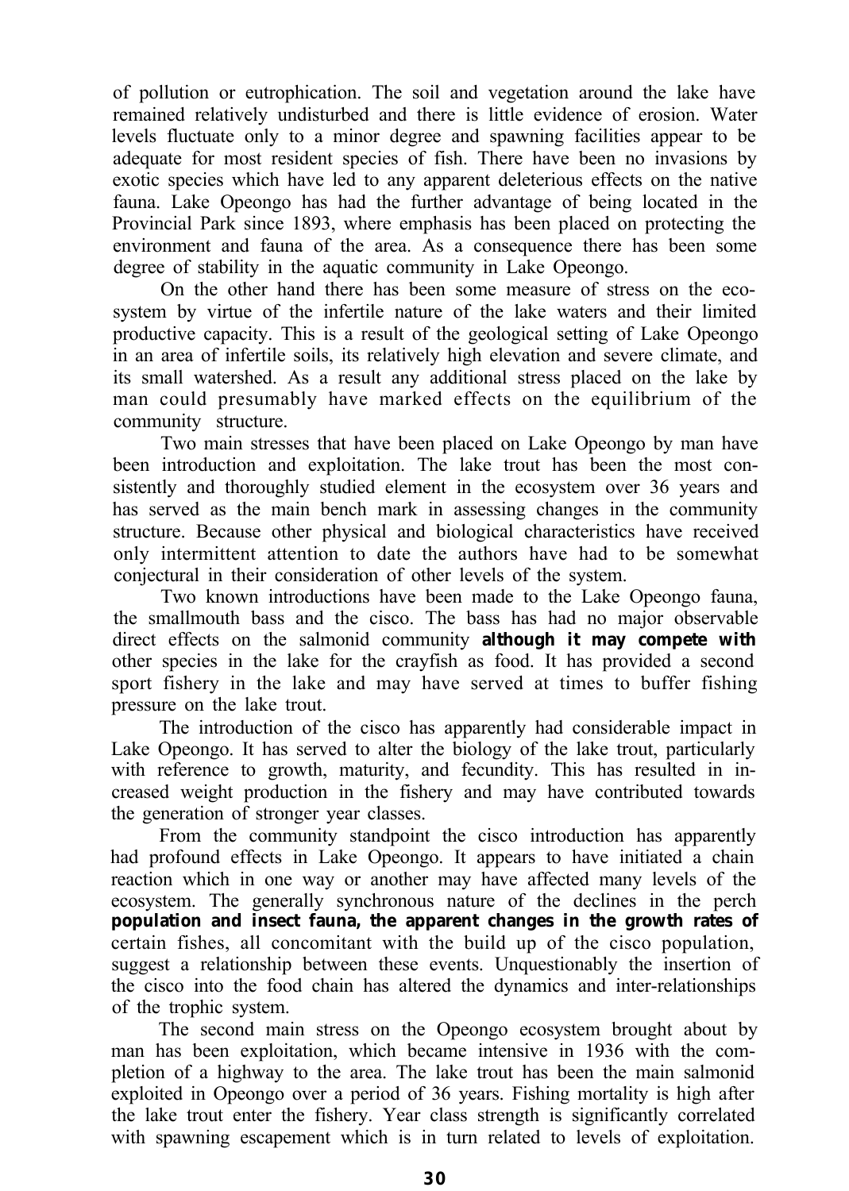of pollution or eutrophication. The soil and vegetation around the lake have remained relatively undisturbed and there is little evidence of erosion. Water levels fluctuate only to a minor degree and spawning facilities appear to be adequate for most resident species of fish. There have been no invasions by exotic species which have led to any apparent deleterious effects on the native fauna. Lake Opeongo has had the further advantage of being located in the Provincial Park since 1893, where emphasis has been placed on protecting the environment and fauna of the area. As a consequence there has been some degree of stability in the aquatic community in Lake Opeongo.

On the other hand there has been some measure of stress on the ecosystem by virtue of the infertile nature of the lake waters and their limited productive capacity. This is a result of the geological setting of Lake Opeongo in an area of infertile soils, its relatively high elevation and severe climate, and its small watershed. As a result any additional stress placed on the lake by man could presumably have marked effects on the equilibrium of the community structure.

Two main stresses that have been placed on Lake Opeongo by man have been introduction and exploitation. The lake trout has been the most consistently and thoroughly studied element in the ecosystem over 36 years and has served as the main bench mark in assessing changes in the community structure. Because other physical and biological characteristics have received only intermittent attention to date the authors have had to be somewhat conjectural in their consideration of other levels of the system.

Two known introductions have been made to the Lake Opeongo fauna, the smallmouth bass and the cisco. The bass has had no major observable direct effects on the salmonid community although it may compete with other species in the lake for the crayfish as food. It has provided a second sport fishery in the lake and may have served at times to buffer fishing pressure on the lake trout.

The introduction of the cisco has apparently had considerable impact in Lake Opeongo. It has served to alter the biology of the lake trout, particularly with reference to growth, maturity, and fecundity. This has resulted in increased weight production in the fishery and may have contributed towards the generation of stronger year classes.

From the community standpoint the cisco introduction has apparently had profound effects in Lake Opeongo. It appears to have initiated a chain reaction which in one way or another may have affected many levels of the ecosystem. The generally synchronous nature of the declines in the perch population and insect fauna, the apparent changes in the growth rates of certain fishes, all concomitant with the build up of the cisco population, suggest a relationship between these events. Unquestionably the insertion of the cisco into the food chain has altered the dynamics and inter-relationships of the trophic system.

The second main stress on the Opeongo ecosystem brought about by man has been exploitation, which became intensive in 1936 with the completion of a highway to the area. The lake trout has been the main salmonid exploited in Opeongo over a period of 36 years. Fishing mortality is high after the lake trout enter the fishery. Year class strength is significantly correlated with spawning escapement which is in turn related to levels of exploitation.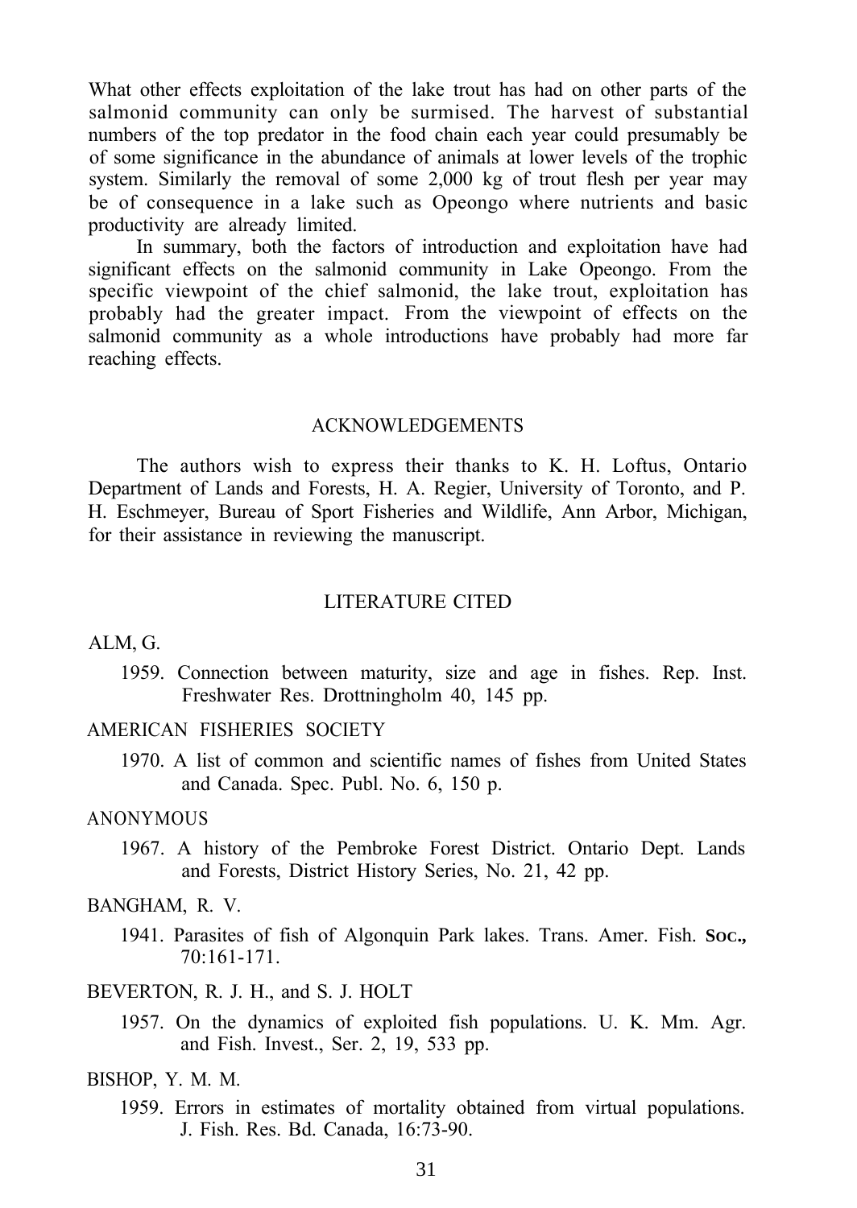What other effects exploitation of the lake trout has had on other parts of the salmonid community can only be surmised. The harvest of substantial numbers of the top predator in the food chain each year could presumably be of some significance in the abundance of animals at lower levels of the trophic system. Similarly the removal of some 2,000 kg of trout flesh per year may be of consequence in a lake such as Opeongo where nutrients and basic productivity are already limited.

In summary, both the factors of introduction and exploitation have had significant effects on the salmonid community in Lake Opeongo. From the specific viewpoint of the chief salmonid, the lake trout, exploitation has probably had the greater impact. From the viewpoint of effects on the salmonid community as a whole introductions have probably had more far reaching effects.

## ACKNOWLEDGEMENTS

The authors wish to express their thanks to K. H. Loftus, Ontario Department of Lands and Forests, H. A. Regier, University of Toronto, and P. H. Eschmeyer, Bureau of Sport Fisheries and Wildlife, Ann Arbor, Michigan, for their assistance in reviewing the manuscript.

## LITERATURE CITED

ALM, G.

1959. Connection between maturity, size and age in fishes. Rep. Inst. Freshwater Res. Drottningholm 40, 145 pp.

AMERICAN FISHERIES SOCIETY

1970. A list of common and scientific names of fishes from United States and Canada. Spec. Publ. No. 6, 150 p.

ANONYMOUS

1967. A history of the Pembroke Forest District. Ontario Dept. Lands and Forests, District History Series, No. 21, 42 pp.

BANGHAM, R. V.

1941. Parasites of fish of Algonquin Park lakes. Trans. Amer. Fish. Soc., 70:161-171.

BEVERTON, R. J. H., and S. J. HOLT

1957. On the dynamics of exploited fish populations. U. K. Mm. Agr. and Fish. Invest., Ser. 2, 19, 533 pp.

BISHOP, Y. M. M.

1959. Errors in estimates of mortality obtained from virtual populations. J. Fish. Res. Bd. Canada, 16:73-90.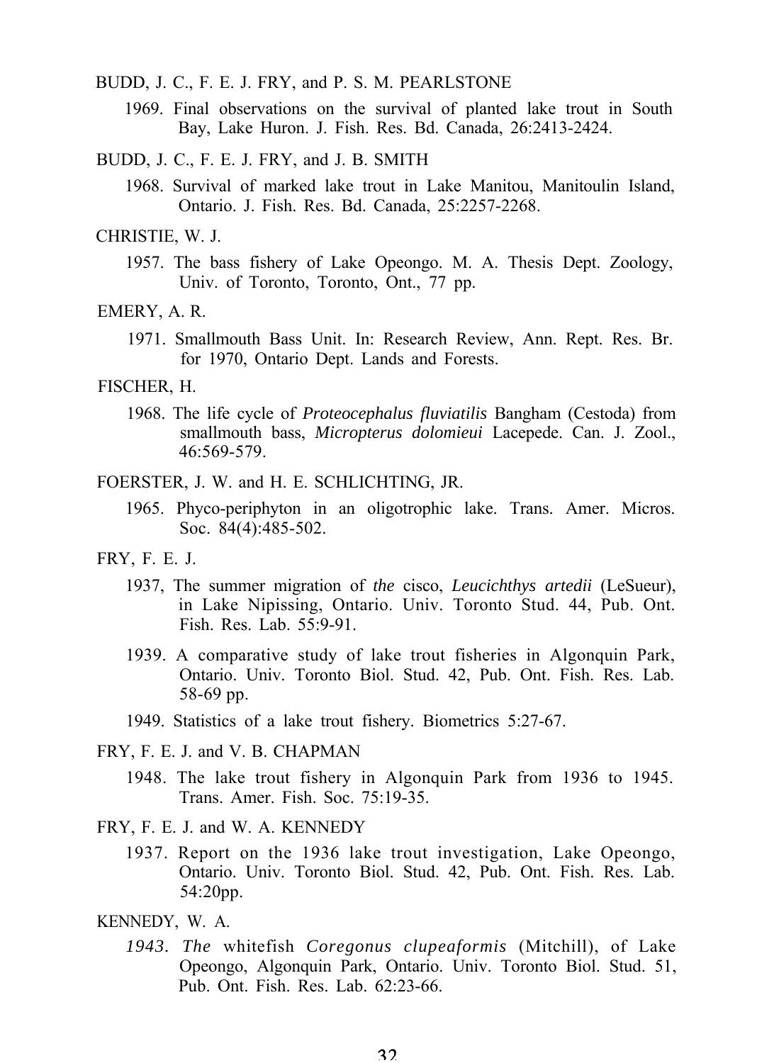BUDD, J. C., F. E. J. FRY, and P. S. M. PEARLSTONE

1969. Final observations on the survival of planted lake trout in South Bay, Lake Huron. J. Fish. Res. Bd. Canada, 26:2413-2424.

BUDD, J. C., F. E. J. FRY, and J. B. SMITH

1968. Survival of marked lake trout in Lake Manitou, Manitoulin Island, Ontario. J. Fish. Res. Bd. Canada, 25:2257-2268.

CHRISTIE, W. J.

1957. The bass fishery of Lake Opeongo. M. A. Thesis Dept. Zoology, Univ. of Toronto, Toronto, Ont., 77 pp.

EMERY, A. R.

1971. Smallmouth Bass Unit. In: Research Review, Ann. Rept. Res. Br. for 1970, Ontario Dept. Lands and Forests.

FISCHER, H.

1968. The life cycle of *Proteocephalus fluviatilis* Bangham (Cestoda) from smallmouth bass, *Micropterus dolomieui* Lacepede. Can. J. Zool., 46:569-579.

FOERSTER, J. W. and H. E. SCHLICHTING, JR.

1965. Phyco-periphyton in an oligotrophic lake. Trans. Amer. Micros. Soc. 84(4):485-502.

FRY, F. E. J.

1937, The summer migration of *the* cisco, *Leucichthys artedii* (LeSueur), in Lake Nipissing, Ontario. Univ. Toronto Stud. 44, Pub. Ont. Fish. Res. Lab. 55:9-91.

1939. A comparative study of lake trout fisheries in Algonquin Park, Ontario. Univ. Toronto Biol. Stud. 42, Pub. Ont. Fish. Res. Lab. 58-69 pp.

1949. Statistics of a lake trout fishery. Biometrics 5:27-67.

FRY, F. E. J. and V. B. CHAPMAN

1948. The lake trout fishery in Algonquin Park from 1936 to 1945. Trans. Amer. Fish. Soc. 75:19-35.

FRY, F. E. J. and W. A. KENNEDY

1937. Report on the 1936 lake trout investigation, Lake Opeongo, Ontario. Univ. Toronto Biol. Stud. 42, Pub. Ont. Fish. Res. Lab. 54:20pp.

KENNEDY, W. A.

*1943. The* whitefish *Coregonus clupeaformis* (Mitchill), of Lake Opeongo, Algonquin Park, Ontario. Univ. Toronto Biol. Stud. 51, Pub. Ont. Fish. Res. Lab. 62:23-66.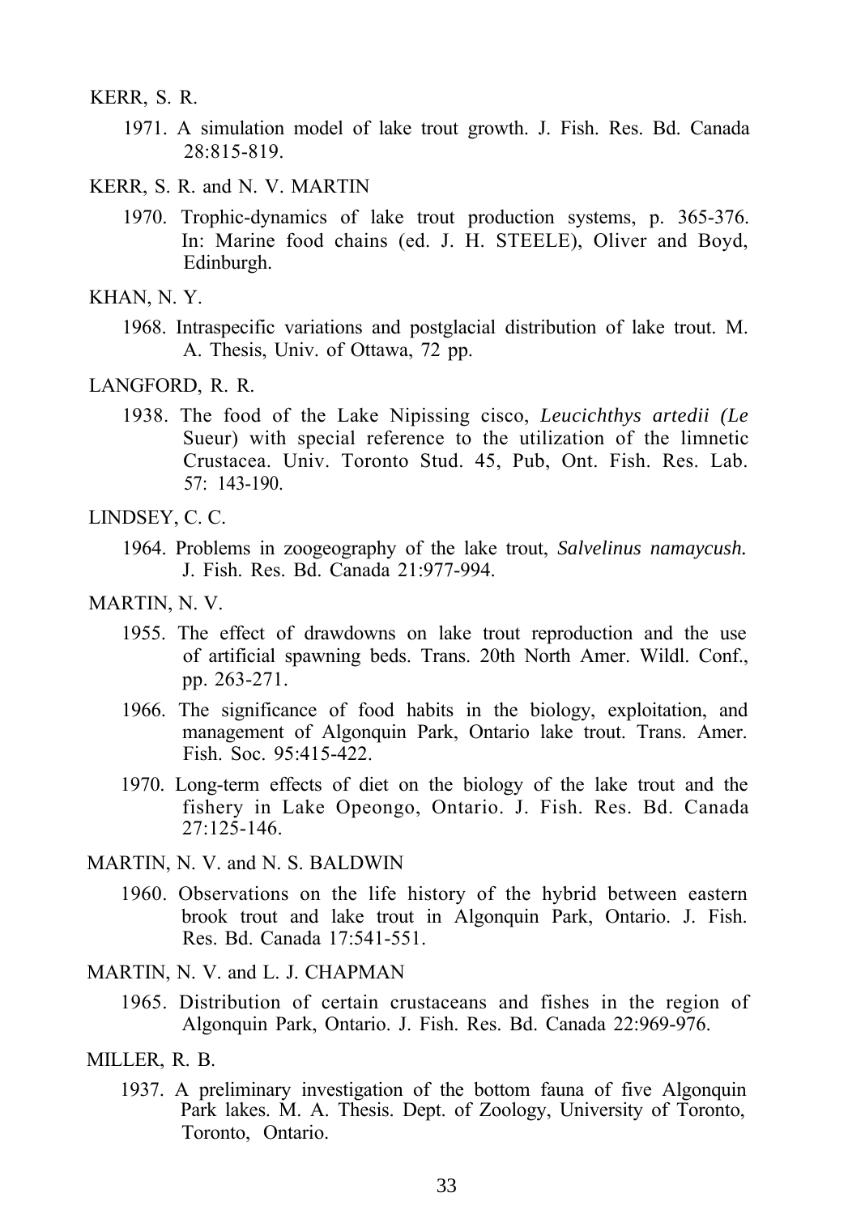KERR, S. R.

1971. A simulation model of lake trout growth. J. Fish. Res. Bd. Canada 28:815-819.

KERR, S. R. and N. V. MARTIN

1970. Trophic-dynamics of lake trout production systems, p. 365-376. In: Marine food chains (ed. J. H. STEELE), Oliver and Boyd, Edinburgh.

KHAN, N. Y.

1968. Intraspecific variations and postglacial distribution of lake trout. M. A. Thesis, Univ. of Ottawa, 72 pp.

LANGFORD, R. R.

1938. The food of the Lake Nipissing cisco, *Leucichthys artedii (Le* Sueur) with special reference to the utilization of the limnetic Crustacea. Univ. Toronto Stud. 45, Pub, Ont. Fish. Res. Lab. 57: 143-190.

LINDSEY, C. C.

1964. Problems in zoogeography of the lake trout, *Salvelinus namaycush.* J. Fish. Res. Bd. Canada 21:977-994.

MARTIN, N. V.

1955. The effect of drawdowns on lake trout reproduction and the use of artificial spawning beds. Trans. 20th North Amer. Wildl. Conf., pp. 263-271.

1966. The significance of food habits in the biology, exploitation, and management of Algonquin Park, Ontario lake trout. Trans. Amer. Fish. Soc. 95:415-422.

1970. Long-term effects of diet on the biology of the lake trout and the fishery in Lake Opeongo, Ontario. J. Fish. Res. Bd. Canada 27:125-146.

MARTIN, N. V. and N. S. BALDWIN

1960. Observations on the life history of the hybrid between eastern brook trout and lake trout in Algonquin Park, Ontario. J. Fish. Res. Bd. Canada 17:541-551.

MARTIN, N. V. and L. J. CHAPMAN

1965. Distribution of certain crustaceans and fishes in the region of Algonquin Park, Ontario. J. Fish. Res. Bd. Canada 22:969-976.

MILLER, R. B.

1937. A preliminary investigation of the bottom fauna of five Algonquin Park lakes. M. A. Thesis. Dept. of Zoology, University of Toronto, Toronto, Ontario.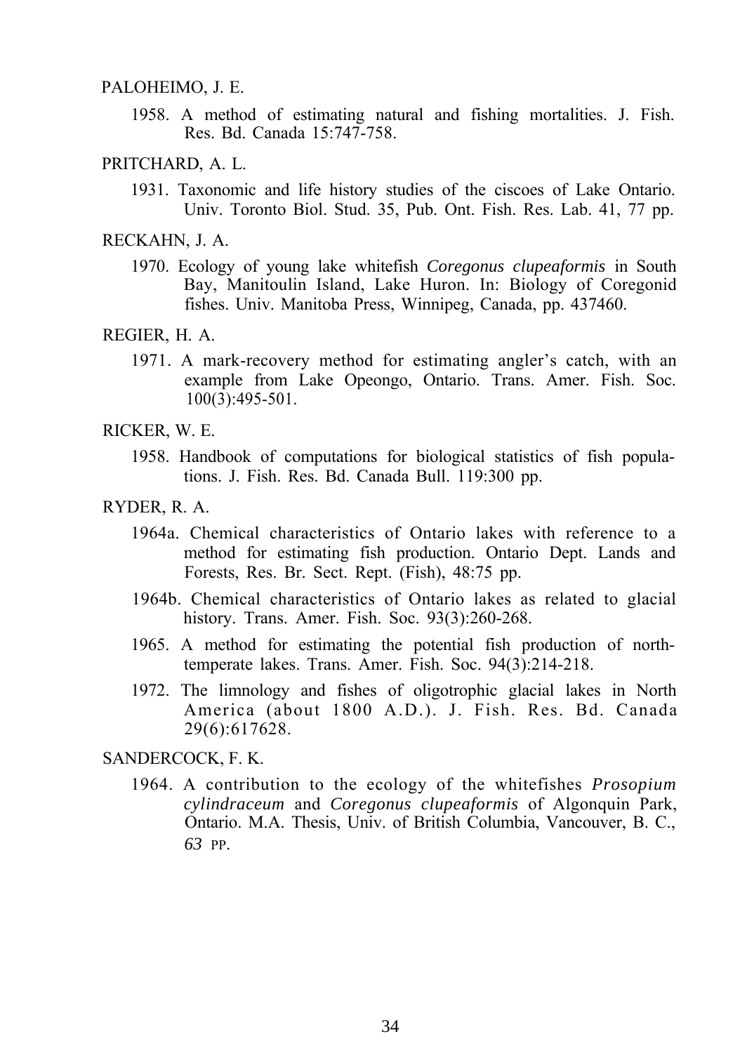PALOHEIMO, J. E.

1958. A method of estimating natural and fishing mortalities. J. Fish. Res. Bd. Canada 15:747-758.

PRITCHARD, A. L.

1931. Taxonomic and life history studies of the ciscoes of Lake Ontario. Univ. Toronto Biol. Stud. 35, Pub. Ont. Fish. Res. Lab. 41, 77 pp.

RECKAHN, J. A.

1970. Ecology of young lake whitefish *Coregonus clupeaformis* in South Bay, Manitoulin Island, Lake Huron. In: Biology of Coregonid fishes. Univ. Manitoba Press, Winnipeg, Canada, pp. 437460.

REGIER, H. A.

1971. A mark-recovery method for estimating angler's catch, with an example from Lake Opeongo, Ontario. Trans. Amer. Fish. Soc. 100(3):495-501.

RICKER, W. E.

1958. Handbook of computations for biological statistics of fish populations. J. Fish. Res. Bd. Canada Bull. 119:300 pp.

RYDER, R. A.

1964a. Chemical characteristics of Ontario lakes with reference to a method for estimating fish production. Ontario Dept. Lands and Forests, Res. Br. Sect. Rept. (Fish), 48:75 pp.

1964b. Chemical characteristics of Ontario lakes as related to glacial history. Trans. Amer. Fish. Soc. 93(3):260-268.

1965. A method for estimating the potential fish production of north-temperate lakes. Trans. Amer. Fish. Soc. 94(3):214-218.

1972. The limnology and fishes of oligotrophic glacial lakes in North America (about 1800 A.D.). J. Fish. Res. Bd. Canada 29(6):617628.

SANDERCOCK, F. K.

1964. A contribution to the ecology of the whitefishes *Prosopium cylindraceum* and *Coregonus clupeaformis* of Algonquin Park, Ontario. M.A. Thesis, Univ. of British Columbia, Vancouver, B. C., 63 pp.